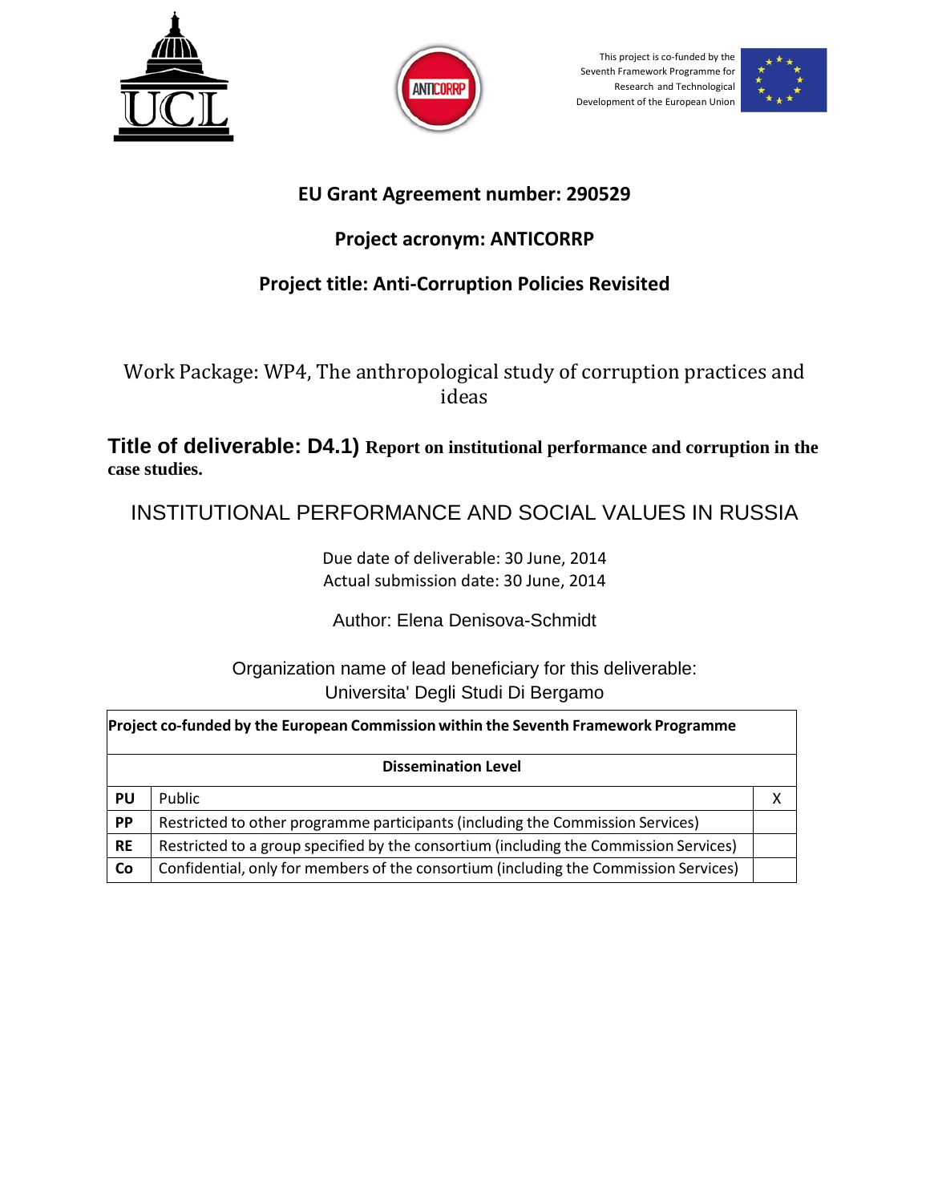This project is co-funded by the Seventh Framework Programme for Research and Technological Development of the European Union

## EU Grant Agreement number: 290529

## Project acronym: ANTICORRP

## Project title: Anti-Corruption Policies Revisited

Work Package: WP4, The anthropological study of corruption practices and ideas

**Title of deliverable: D4.1) Report on institutional performance and corruption in the case studies.**

# INSTITUTIONAL PERFORMANCE AND SOCIAL VALUES IN RUSSIA

Due date of deliverable: 30 June, 2014
Actual submission date: 30 June, 2014

Author: Elena Denisova-Schmidt

Organization name of lead beneficiary for this deliverable:
Universita' Degli Studi Di Bergamo

| **Project co-funded by the European Commission within the Seventh Framework Programme** | | |
|---|---|---|
| **Dissemination Level** | | |
| **PU** | Public | X |
| **PP** | Restricted to other programme participants (including the Commission Services) | |
| **RE** | Restricted to a group specified by the consortium (including the Commission Services) | |
| **Co** | Confidential, only for members of the consortium (including the Commission Services) | |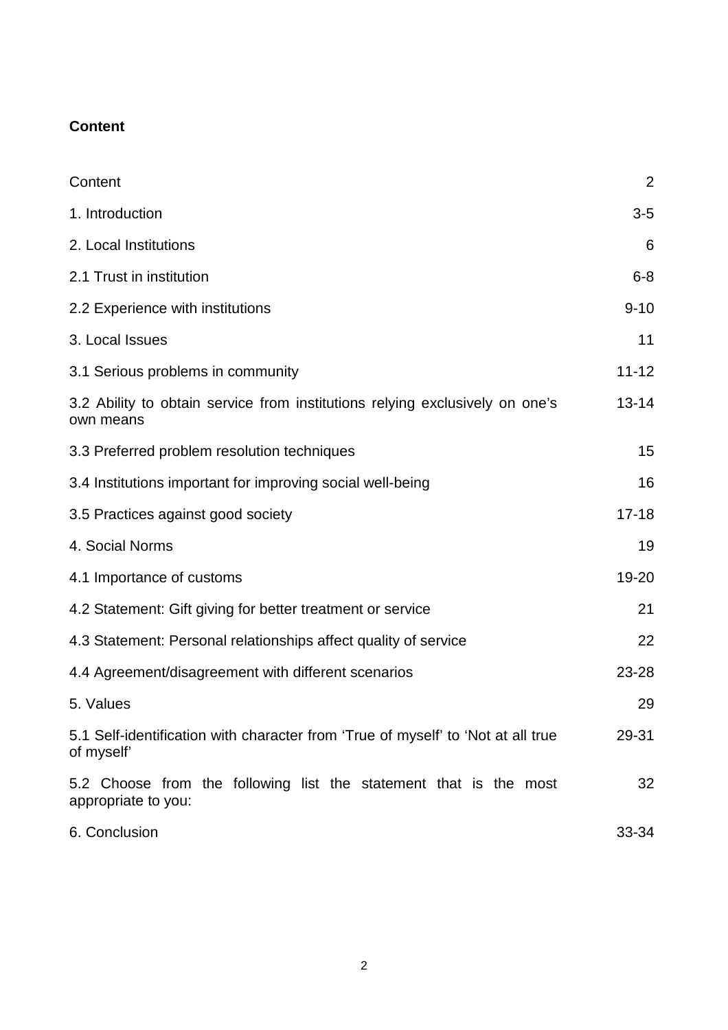**Content**

| | |
|---|---|
| Content | 2 |
| 1. Introduction | 3-5 |
| 2. Local Institutions | 6 |
| 2.1 Trust in institution | 6-8 |
| 2.2 Experience with institutions | 9-10 |
| 3. Local Issues | 11 |
| 3.1 Serious problems in community | 11-12 |
| 3.2 Ability to obtain service from institutions relying exclusively on one's own means | 13-14 |
| 3.3 Preferred problem resolution techniques | 15 |
| 3.4 Institutions important for improving social well-being | 16 |
| 3.5 Practices against good society | 17-18 |
| 4. Social Norms | 19 |
| 4.1 Importance of customs | 19-20 |
| 4.2 Statement: Gift giving for better treatment or service | 21 |
| 4.3 Statement: Personal relationships affect quality of service | 22 |
| 4.4 Agreement/disagreement with different scenarios | 23-28 |
| 5. Values | 29 |
| 5.1 Self-identification with character from 'True of myself' to 'Not at all true of myself' | 29-31 |
| 5.2 Choose from the following list the statement that is the most appropriate to you: | 32 |
| 6. Conclusion | 33-34 |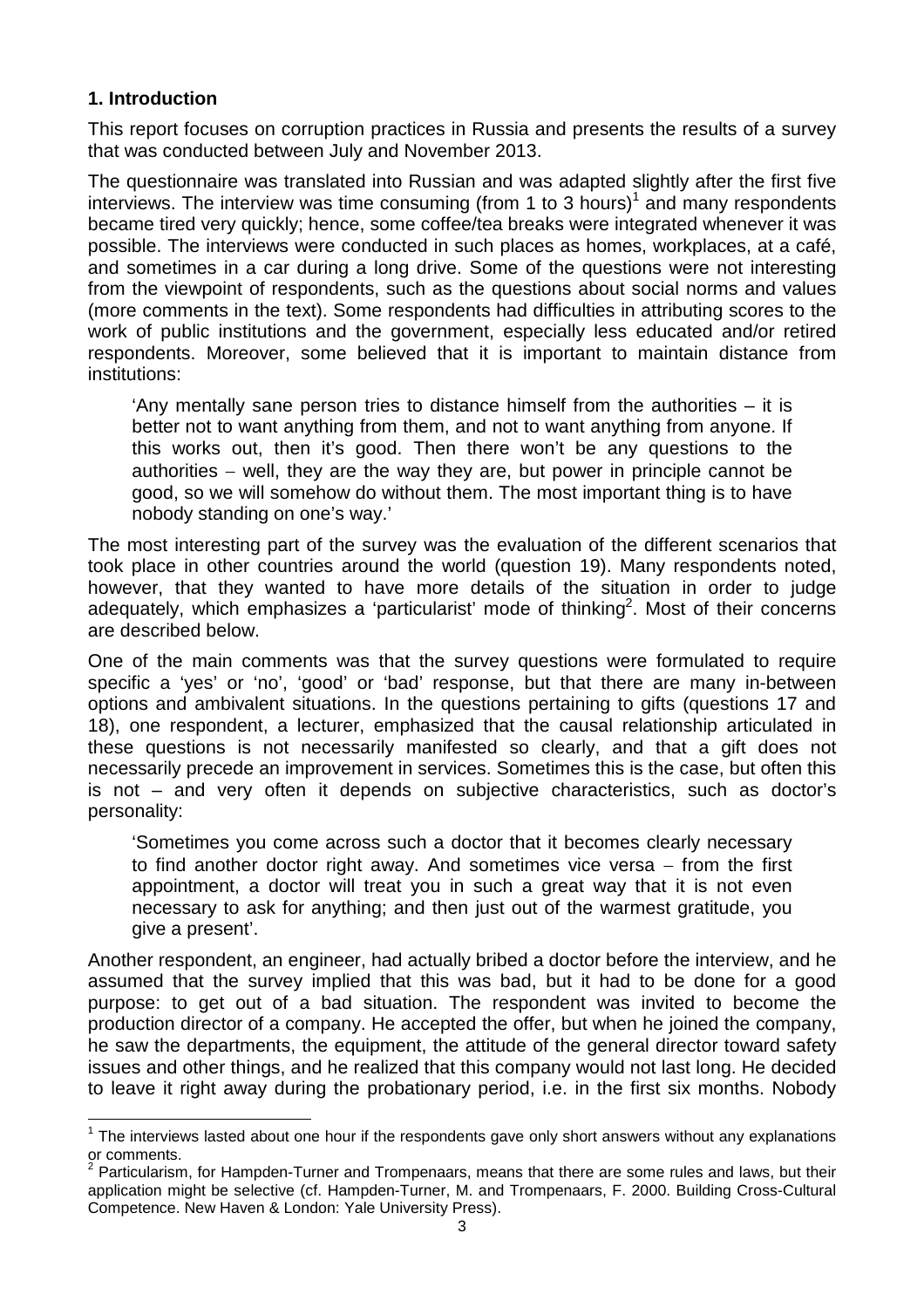## 1. Introduction

This report focuses on corruption practices in Russia and presents the results of a survey that was conducted between July and November 2013.

The questionnaire was translated into Russian and was adapted slightly after the first five interviews. The interview was time consuming (from 1 to 3 hours)[1] and many respondents became tired very quickly; hence, some coffee/tea breaks were integrated whenever it was possible. The interviews were conducted in such places as homes, workplaces, at a café, and sometimes in a car during a long drive. Some of the questions were not interesting from the viewpoint of respondents, such as the questions about social norms and values (more comments in the text). Some respondents had difficulties in attributing scores to the work of public institutions and the government, especially less educated and/or retired respondents. Moreover, some believed that it is important to maintain distance from institutions:

> 'Any mentally sane person tries to distance himself from the authorities – it is better not to want anything from them, and not to want anything from anyone. If this works out, then it's good. Then there won't be any questions to the authorities − well, they are the way they are, but power in principle cannot be good, so we will somehow do without them. The most important thing is to have nobody standing on one's way.'

The most interesting part of the survey was the evaluation of the different scenarios that took place in other countries around the world (question 19). Many respondents noted, however, that they wanted to have more details of the situation in order to judge adequately, which emphasizes a 'particularist' mode of thinking[2]. Most of their concerns are described below.

One of the main comments was that the survey questions were formulated to require specific a 'yes' or 'no', 'good' or 'bad' response, but that there are many in-between options and ambivalent situations. In the questions pertaining to gifts (questions 17 and 18), one respondent, a lecturer, emphasized that the causal relationship articulated in these questions is not necessarily manifested so clearly, and that a gift does not necessarily precede an improvement in services. Sometimes this is the case, but often this is not – and very often it depends on subjective characteristics, such as doctor's personality:

> 'Sometimes you come across such a doctor that it becomes clearly necessary to find another doctor right away. And sometimes vice versa − from the first appointment, a doctor will treat you in such a great way that it is not even necessary to ask for anything; and then just out of the warmest gratitude, you give a present'.

Another respondent, an engineer, had actually bribed a doctor before the interview, and he assumed that the survey implied that this was bad, but it had to be done for a good purpose: to get out of a bad situation. The respondent was invited to become the production director of a company. He accepted the offer, but when he joined the company, he saw the departments, the equipment, the attitude of the general director toward safety issues and other things, and he realized that this company would not last long. He decided to leave it right away during the probationary period, i.e. in the first six months. Nobody

---

[1] The interviews lasted about one hour if the respondents gave only short answers without any explanations or comments.

[2] Particularism, for Hampden-Turner and Trompenaars, means that there are some rules and laws, but their application might be selective (cf. Hampden-Turner, M. and Trompenaars, F. 2000. Building Cross-Cultural Competence. New Haven & London: Yale University Press).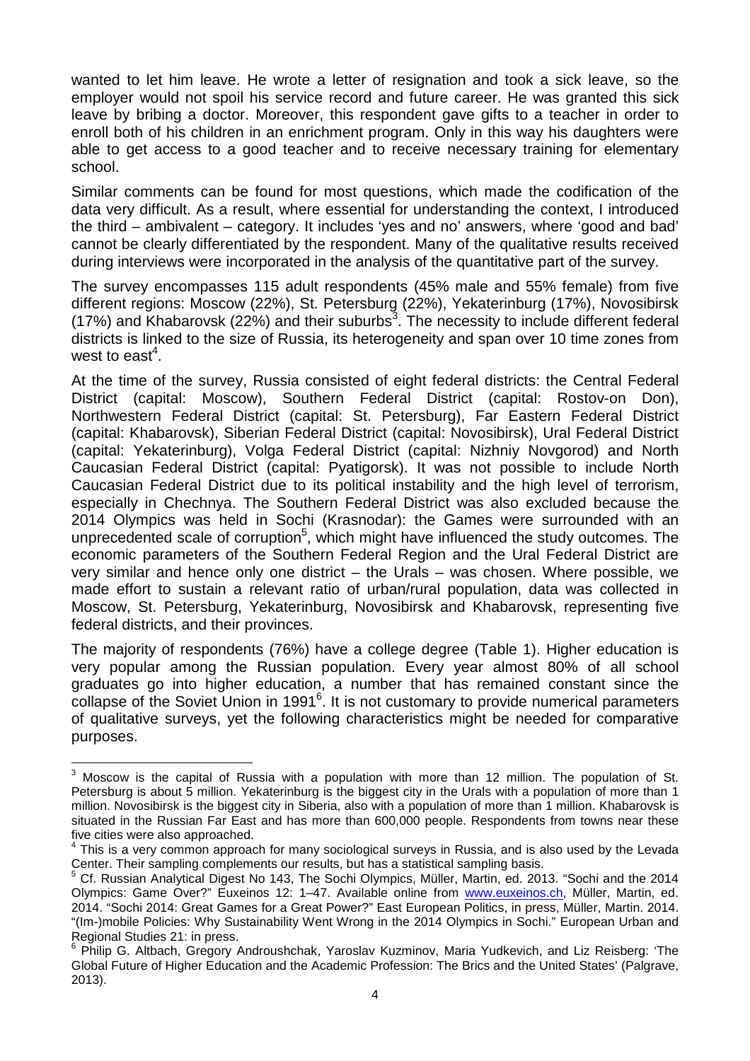wanted to let him leave. He wrote a letter of resignation and took a sick leave, so the employer would not spoil his service record and future career. He was granted this sick leave by bribing a doctor. Moreover, this respondent gave gifts to a teacher in order to enroll both of his children in an enrichment program. Only in this way his daughters were able to get access to a good teacher and to receive necessary training for elementary school.

Similar comments can be found for most questions, which made the codification of the data very difficult. As a result, where essential for understanding the context, I introduced the third – ambivalent – category. It includes 'yes and no' answers, where 'good and bad' cannot be clearly differentiated by the respondent. Many of the qualitative results received during interviews were incorporated in the analysis of the quantitative part of the survey.

The survey encompasses 115 adult respondents (45% male and 55% female) from five different regions: Moscow (22%), St. Petersburg (22%), Yekaterinburg (17%), Novosibirsk (17%) and Khabarovsk (22%) and their suburbs[3]. The necessity to include different federal districts is linked to the size of Russia, its heterogeneity and span over 10 time zones from west to east[4].

At the time of the survey, Russia consisted of eight federal districts: the Central Federal District (capital: Moscow), Southern Federal District (capital: Rostov-on Don), Northwestern Federal District (capital: St. Petersburg), Far Eastern Federal District (capital: Khabarovsk), Siberian Federal District (capital: Novosibirsk), Ural Federal District (capital: Yekaterinburg), Volga Federal District (capital: Nizhniy Novgorod) and North Caucasian Federal District (capital: Pyatigorsk). It was not possible to include North Caucasian Federal District due to its political instability and the high level of terrorism, especially in Chechnya. The Southern Federal District was also excluded because the 2014 Olympics was held in Sochi (Krasnodar): the Games were surrounded with an unprecedented scale of corruption[5], which might have influenced the study outcomes. The economic parameters of the Southern Federal Region and the Ural Federal District are very similar and hence only one district – the Urals – was chosen. Where possible, we made effort to sustain a relevant ratio of urban/rural population, data was collected in Moscow, St. Petersburg, Yekaterinburg, Novosibirsk and Khabarovsk, representing five federal districts, and their provinces.

The majority of respondents (76%) have a college degree (Table 1). Higher education is very popular among the Russian population. Every year almost 80% of all school graduates go into higher education, a number that has remained constant since the collapse of the Soviet Union in 1991[6]. It is not customary to provide numerical parameters of qualitative surveys, yet the following characteristics might be needed for comparative purposes.

---

[3] Moscow is the capital of Russia with a population with more than 12 million. The population of St. Petersburg is about 5 million. Yekaterinburg is the biggest city in the Urals with a population of more than 1 million. Novosibirsk is the biggest city in Siberia, also with a population of more than 1 million. Khabarovsk is situated in the Russian Far East and has more than 600,000 people. Respondents from towns near these five cities were also approached.

[4] This is a very common approach for many sociological surveys in Russia, and is also used by the Levada Center. Their sampling complements our results, but has a statistical sampling basis.

[5] Cf. Russian Analytical Digest No 143, The Sochi Olympics, Müller, Martin, ed. 2013. "Sochi and the 2014 Olympics: Game Over?" Euxeinos 12: 1–47. Available online from www.euxeinos.ch, Müller, Martin, ed. 2014. "Sochi 2014: Great Games for a Great Power?" East European Politics, in press, Müller, Martin. 2014. "(Im-)mobile Policies: Why Sustainability Went Wrong in the 2014 Olympics in Sochi." European Urban and Regional Studies 21: in press.

[6] Philip G. Altbach, Gregory Androushchak, Yaroslav Kuzminov, Maria Yudkevich, and Liz Reisberg: 'The Global Future of Higher Education and the Academic Profession: The Brics and the United States' (Palgrave, 2013).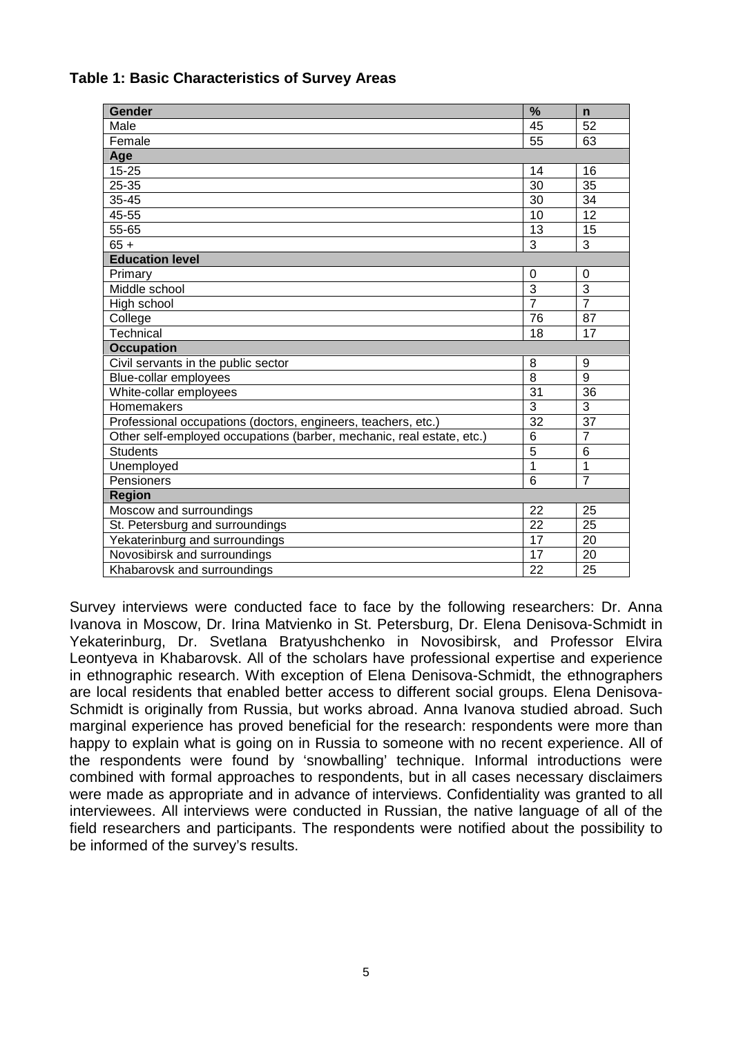**Table 1: Basic Characteristics of Survey Areas**

| Gender | % | n |
|---|---|---|
| Male | 45 | 52 |
| Female | 55 | 63 |
| **Age** | | |
| 15-25 | 14 | 16 |
| 25-35 | 30 | 35 |
| 35-45 | 30 | 34 |
| 45-55 | 10 | 12 |
| 55-65 | 13 | 15 |
| 65 + | 3 | 3 |
| **Education level** | | |
| Primary | 0 | 0 |
| Middle school | 3 | 3 |
| High school | 7 | 7 |
| College | 76 | 87 |
| Technical | 18 | 17 |
| **Occupation** | | |
| Civil servants in the public sector | 8 | 9 |
| Blue-collar employees | 8 | 9 |
| White-collar employees | 31 | 36 |
| Homemakers | 3 | 3 |
| Professional occupations (doctors, engineers, teachers, etc.) | 32 | 37 |
| Other self-employed occupations (barber, mechanic, real estate, etc.) | 6 | 7 |
| Students | 5 | 6 |
| Unemployed | 1 | 1 |
| Pensioners | 6 | 7 |
| **Region** | | |
| Moscow and surroundings | 22 | 25 |
| St. Petersburg and surroundings | 22 | 25 |
| Yekaterinburg and surroundings | 17 | 20 |
| Novosibirsk and surroundings | 17 | 20 |
| Khabarovsk and surroundings | 22 | 25 |

Survey interviews were conducted face to face by the following researchers: Dr. Anna Ivanova in Moscow, Dr. Irina Matvienko in St. Petersburg, Dr. Elena Denisova-Schmidt in Yekaterinburg, Dr. Svetlana Bratyushchenko in Novosibirsk, and Professor Elvira Leontyeva in Khabarovsk. All of the scholars have professional expertise and experience in ethnographic research. With exception of Elena Denisova-Schmidt, the ethnographers are local residents that enabled better access to different social groups. Elena Denisova-Schmidt is originally from Russia, but works abroad. Anna Ivanova studied abroad. Such marginal experience has proved beneficial for the research: respondents were more than happy to explain what is going on in Russia to someone with no recent experience. All of the respondents were found by 'snowballing' technique. Informal introductions were combined with formal approaches to respondents, but in all cases necessary disclaimers were made as appropriate and in advance of interviews. Confidentiality was granted to all interviewees. All interviews were conducted in Russian, the native language of all of the field researchers and participants. The respondents were notified about the possibility to be informed of the survey's results.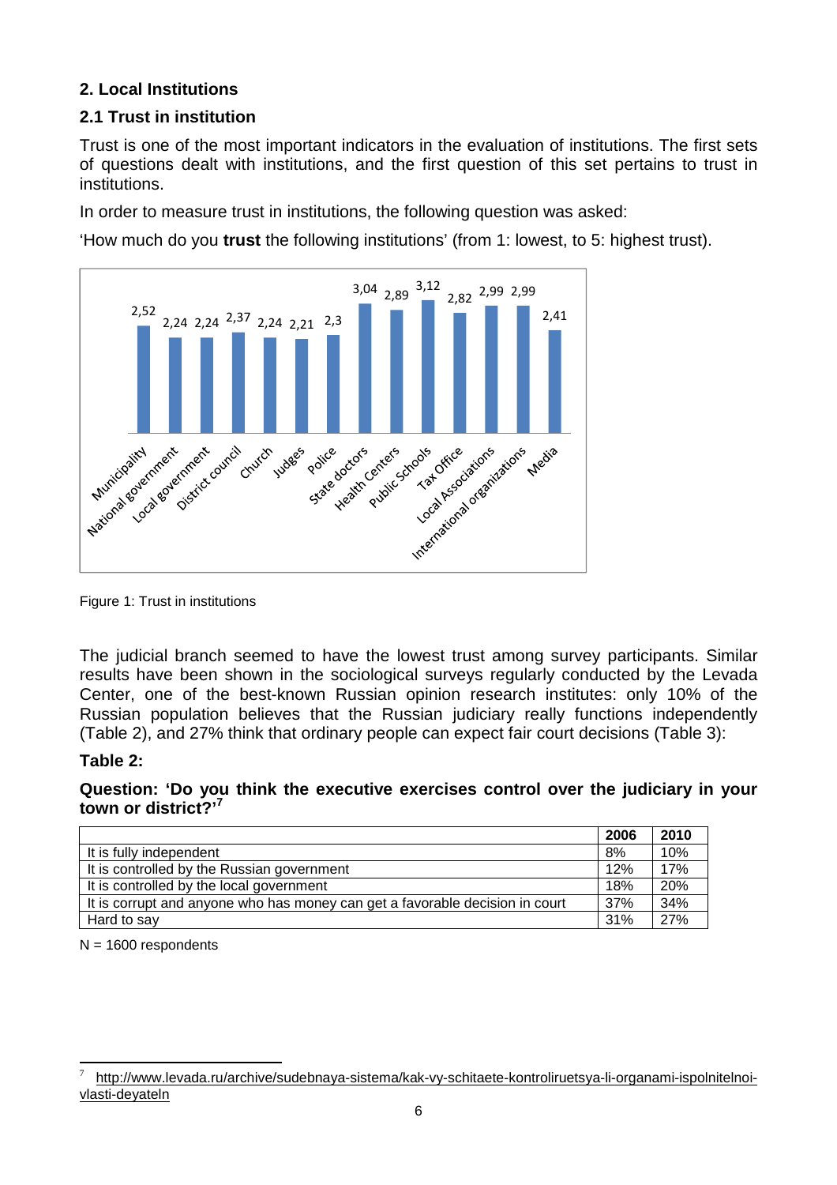## 2. Local Institutions

### 2.1 Trust in institution

Trust is one of the most important indicators in the evaluation of institutions. The first sets of questions dealt with institutions, and the first question of this set pertains to trust in institutions.

In order to measure trust in institutions, the following question was asked:

'How much do you **trust** the following institutions' (from 1: lowest, to 5: highest trust).

Figure 1: Trust in institutions

The judicial branch seemed to have the lowest trust among survey participants. Similar results have been shown in the sociological surveys regularly conducted by the Levada Center, one of the best-known Russian opinion research institutes: only 10% of the Russian population believes that the Russian judiciary really functions independently (Table 2), and 27% think that ordinary people can expect fair court decisions (Table 3):

**Table 2:**

**Question: 'Do you think the executive exercises control over the judiciary in your town or district?'[7]**

| | 2006 | 2010 |
|---|---|---|
| It is fully independent | 8% | 10% |
| It is controlled by the Russian government | 12% | 17% |
| It is controlled by the local government | 18% | 20% |
| It is corrupt and anyone who has money can get a favorable decision in court | 37% | 34% |
| Hard to say | 31% | 27% |

N = 1600 respondents

[7] http://www.levada.ru/archive/sudebnaya-sistema/kak-vy-schitaete-kontroliruetsya-li-organami-ispolnitelnoi-vlasti-deyateln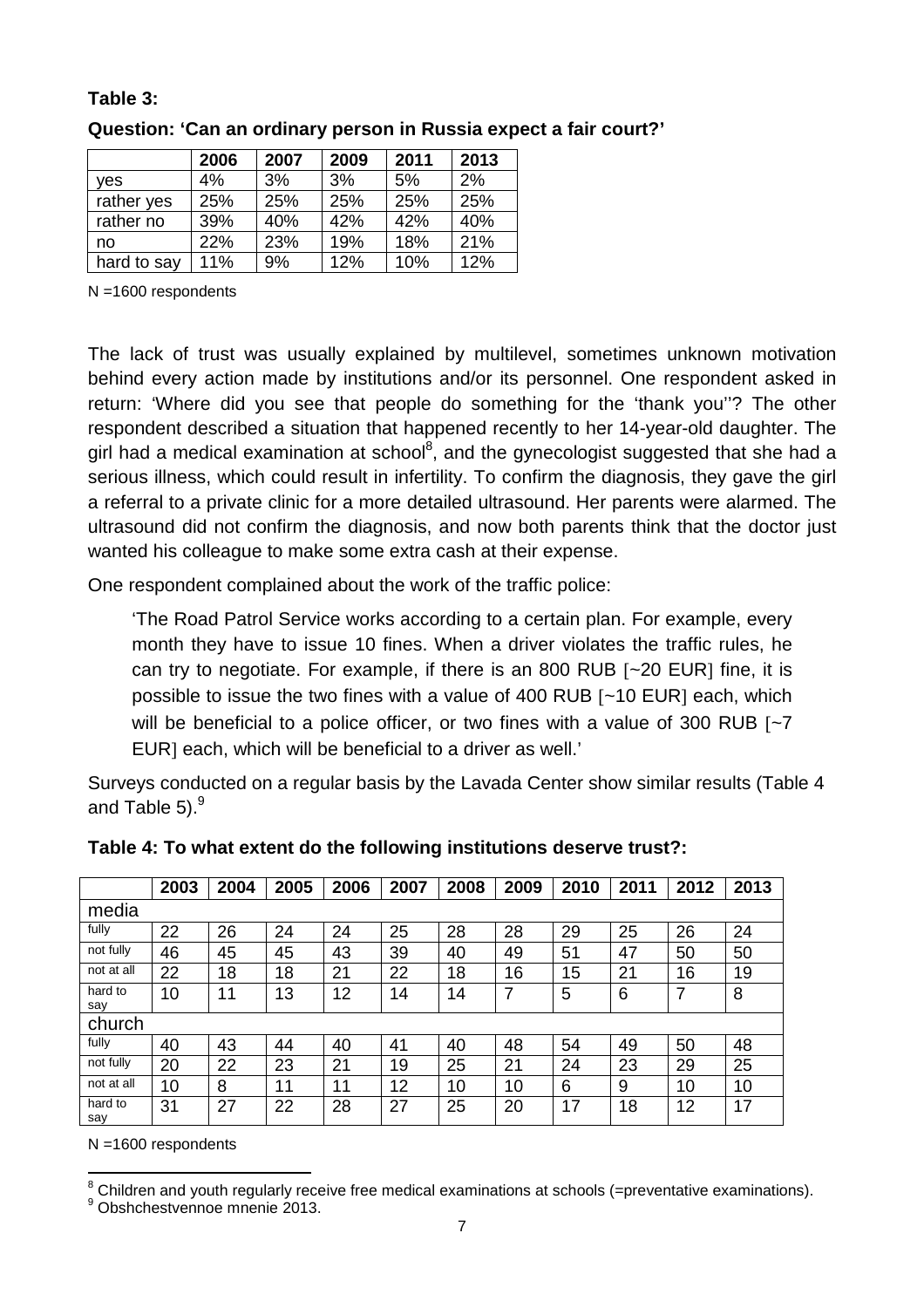**Table 3:**

**Question: 'Can an ordinary person in Russia expect a fair court?'**

| | 2006 | 2007 | 2009 | 2011 | 2013 |
|---|---|---|---|---|---|
| yes | 4% | 3% | 3% | 5% | 2% |
| rather yes | 25% | 25% | 25% | 25% | 25% |
| rather no | 39% | 40% | 42% | 42% | 40% |
| no | 22% | 23% | 19% | 18% | 21% |
| hard to say | 11% | 9% | 12% | 10% | 12% |

N =1600 respondents

The lack of trust was usually explained by multilevel, sometimes unknown motivation behind every action made by institutions and/or its personnel. One respondent asked in return: 'Where did you see that people do something for the 'thank you''? The other respondent described a situation that happened recently to her 14-year-old daughter. The girl had a medical examination at school[8], and the gynecologist suggested that she had a serious illness, which could result in infertility. To confirm the diagnosis, they gave the girl a referral to a private clinic for a more detailed ultrasound. Her parents were alarmed. The ultrasound did not confirm the diagnosis, and now both parents think that the doctor just wanted his colleague to make some extra cash at their expense.

One respondent complained about the work of the traffic police:

> 'The Road Patrol Service works according to a certain plan. For example, every month they have to issue 10 fines. When a driver violates the traffic rules, he can try to negotiate. For example, if there is an 800 RUB [~20 EUR] fine, it is possible to issue the two fines with a value of 400 RUB [~10 EUR] each, which will be beneficial to a police officer, or two fines with a value of 300 RUB [~7 EUR] each, which will be beneficial to a driver as well.'

Surveys conducted on a regular basis by the Lavada Center show similar results (Table 4 and Table 5).[9]

**Table 4: To what extent do the following institutions deserve trust?:**

| | 2003 | 2004 | 2005 | 2006 | 2007 | 2008 | 2009 | 2010 | 2011 | 2012 | 2013 |
|---|---|---|---|---|---|---|---|---|---|---|---|
| media | | | | | | | | | | | |
| fully | 22 | 26 | 24 | 24 | 25 | 28 | 28 | 29 | 25 | 26 | 24 |
| not fully | 46 | 45 | 45 | 43 | 39 | 40 | 49 | 51 | 47 | 50 | 50 |
| not at all | 22 | 18 | 18 | 21 | 22 | 18 | 16 | 15 | 21 | 16 | 19 |
| hard to say | 10 | 11 | 13 | 12 | 14 | 14 | 7 | 5 | 6 | 7 | 8 |
| church | | | | | | | | | | | |
| fully | 40 | 43 | 44 | 40 | 41 | 40 | 48 | 54 | 49 | 50 | 48 |
| not fully | 20 | 22 | 23 | 21 | 19 | 25 | 21 | 24 | 23 | 29 | 25 |
| not at all | 10 | 8 | 11 | 11 | 12 | 10 | 10 | 6 | 9 | 10 | 10 |
| hard to say | 31 | 27 | 22 | 28 | 27 | 25 | 20 | 17 | 18 | 12 | 17 |

N =1600 respondents

[8] Children and youth regularly receive free medical examinations at schools (=preventative examinations).

[9] Obshchestvennoe mnenie 2013.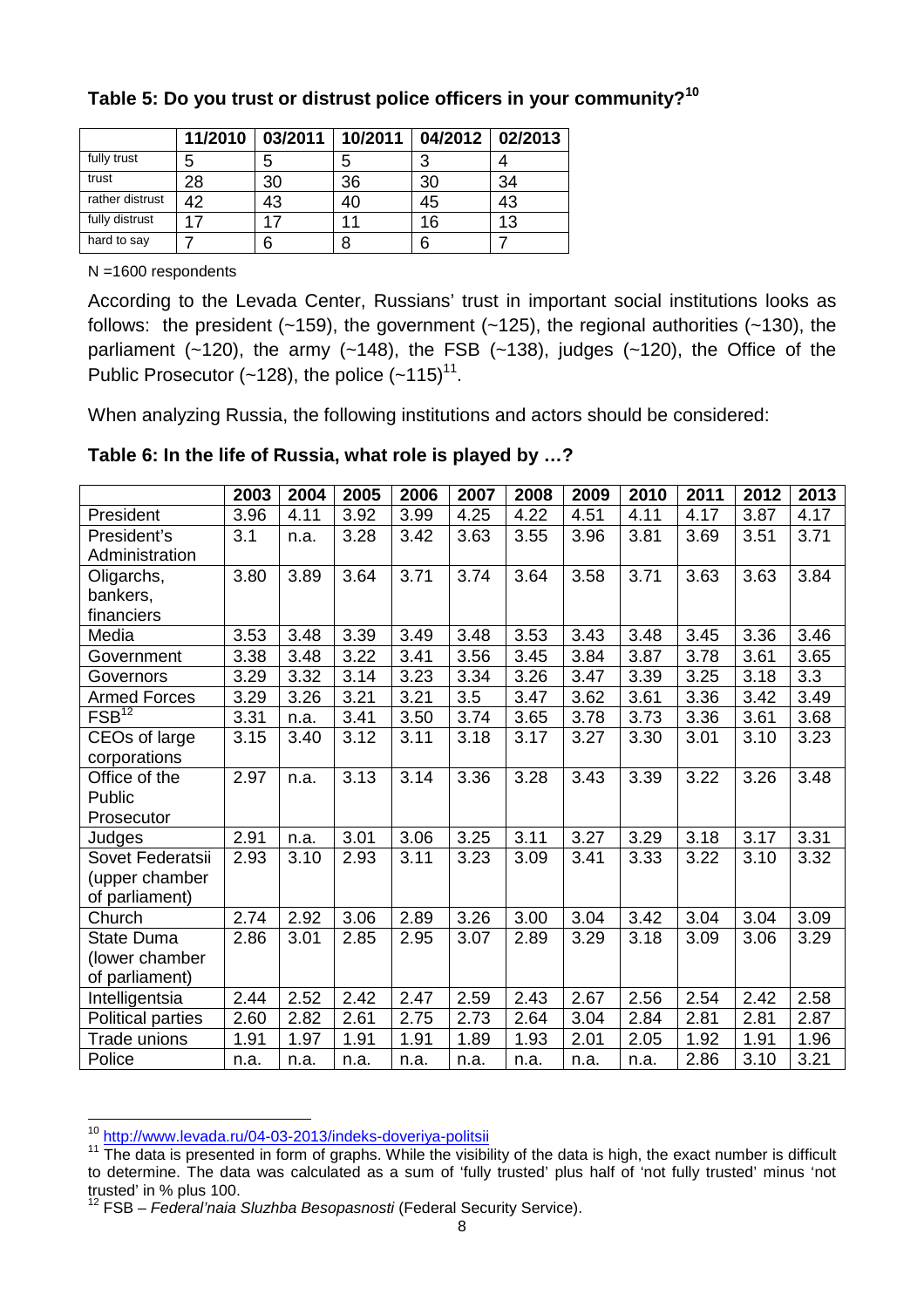**Table 5: Do you trust or distrust police officers in your community?[10]**

| | 11/2010 | 03/2011 | 10/2011 | 04/2012 | 02/2013 |
|---|---|---|---|---|---|
| fully trust | 5 | 5 | 5 | 3 | 4 |
| trust | 28 | 30 | 36 | 30 | 34 |
| rather distrust | 42 | 43 | 40 | 45 | 43 |
| fully distrust | 17 | 17 | 11 | 16 | 13 |
| hard to say | 7 | 6 | 8 | 6 | 7 |

N =1600 respondents

According to the Levada Center, Russians' trust in important social institutions looks as follows: the president (~159), the government (~125), the regional authorities (~130), the parliament (~120), the army (~148), the FSB (~138), judges (~120), the Office of the Public Prosecutor (~128), the police (~115)[11].

When analyzing Russia, the following institutions and actors should be considered:

**Table 6: In the life of Russia, what role is played by …?**

| | 2003 | 2004 | 2005 | 2006 | 2007 | 2008 | 2009 | 2010 | 2011 | 2012 | 2013 |
|---|---|---|---|---|---|---|---|---|---|---|---|
| President | 3.96 | 4.11 | 3.92 | 3.99 | 4.25 | 4.22 | 4.51 | 4.11 | 4.17 | 3.87 | 4.17 |
| President's Administration | 3.1 | n.a. | 3.28 | 3.42 | 3.63 | 3.55 | 3.96 | 3.81 | 3.69 | 3.51 | 3.71 |
| Oligarchs, bankers, financiers | 3.80 | 3.89 | 3.64 | 3.71 | 3.74 | 3.64 | 3.58 | 3.71 | 3.63 | 3.63 | 3.84 |
| Media | 3.53 | 3.48 | 3.39 | 3.49 | 3.48 | 3.53 | 3.43 | 3.48 | 3.45 | 3.36 | 3.46 |
| Government | 3.38 | 3.48 | 3.22 | 3.41 | 3.56 | 3.45 | 3.84 | 3.87 | 3.78 | 3.61 | 3.65 |
| Governors | 3.29 | 3.32 | 3.14 | 3.23 | 3.34 | 3.26 | 3.47 | 3.39 | 3.25 | 3.18 | 3.3 |
| Armed Forces | 3.29 | 3.26 | 3.21 | 3.21 | 3.5 | 3.47 | 3.62 | 3.61 | 3.36 | 3.42 | 3.49 |
| FSB[12] | 3.31 | n.a. | 3.41 | 3.50 | 3.74 | 3.65 | 3.78 | 3.73 | 3.36 | 3.61 | 3.68 |
| CEOs of large corporations | 3.15 | 3.40 | 3.12 | 3.11 | 3.18 | 3.17 | 3.27 | 3.30 | 3.01 | 3.10 | 3.23 |
| Office of the Public Prosecutor | 2.97 | n.a. | 3.13 | 3.14 | 3.36 | 3.28 | 3.43 | 3.39 | 3.22 | 3.26 | 3.48 |
| Judges | 2.91 | n.a. | 3.01 | 3.06 | 3.25 | 3.11 | 3.27 | 3.29 | 3.18 | 3.17 | 3.31 |
| Sovet Federatsii (upper chamber of parliament) | 2.93 | 3.10 | 2.93 | 3.11 | 3.23 | 3.09 | 3.41 | 3.33 | 3.22 | 3.10 | 3.32 |
| Church | 2.74 | 2.92 | 3.06 | 2.89 | 3.26 | 3.00 | 3.04 | 3.42 | 3.04 | 3.04 | 3.09 |
| State Duma (lower chamber of parliament) | 2.86 | 3.01 | 2.85 | 2.95 | 3.07 | 2.89 | 3.29 | 3.18 | 3.09 | 3.06 | 3.29 |
| Intelligentsia | 2.44 | 2.52 | 2.42 | 2.47 | 2.59 | 2.43 | 2.67 | 2.56 | 2.54 | 2.42 | 2.58 |
| Political parties | 2.60 | 2.82 | 2.61 | 2.75 | 2.73 | 2.64 | 3.04 | 2.84 | 2.81 | 2.81 | 2.87 |
| Trade unions | 1.91 | 1.97 | 1.91 | 1.91 | 1.89 | 1.93 | 2.01 | 2.05 | 1.92 | 1.91 | 1.96 |
| Police | n.a. | n.a. | n.a. | n.a. | n.a. | n.a. | n.a. | n.a. | 2.86 | 3.10 | 3.21 |

---

[10] http://www.levada.ru/04-03-2013/indeks-doveriya-politsii

[11] The data is presented in form of graphs. While the visibility of the data is high, the exact number is difficult to determine. The data was calculated as a sum of 'fully trusted' plus half of 'not fully trusted' minus 'not trusted' in % plus 100.

[12] FSB – *Federal'naia Sluzhba Besopasnosti* (Federal Security Service).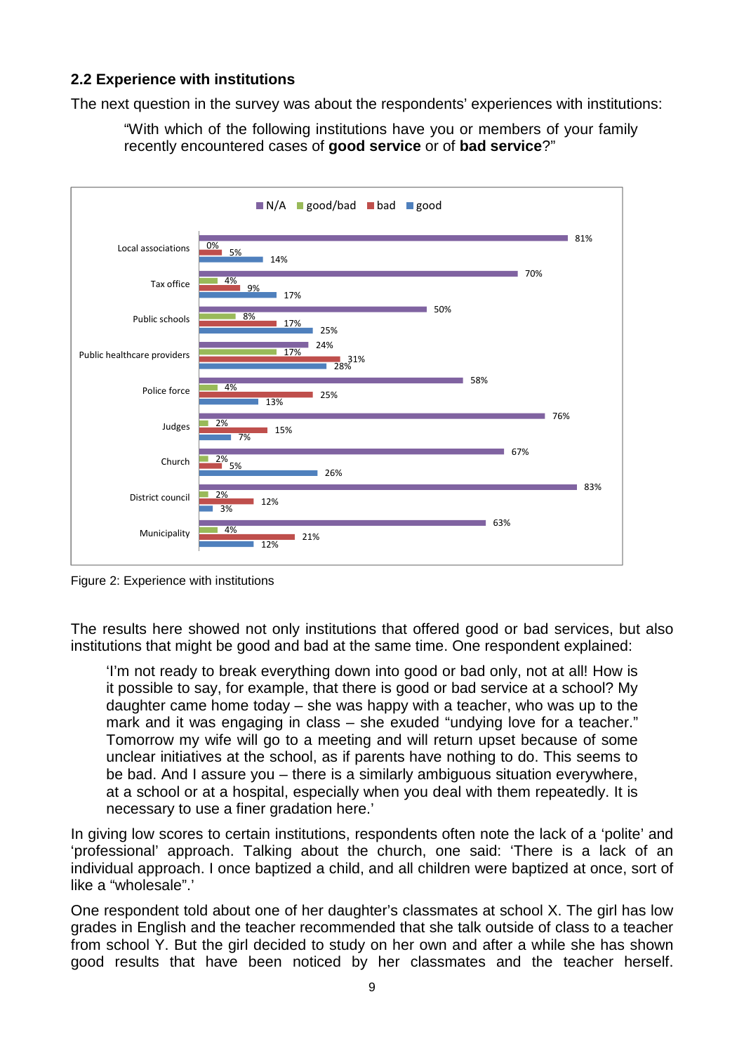### 2.2 Experience with institutions

The next question in the survey was about the respondents' experiences with institutions:

> "With which of the following institutions have you or members of your family recently encountered cases of **good service** or of **bad service**?"

| | N/A | good/bad | bad | good |
|---|---|---|---|---|
| Local associations | 81% | 0% | 5% | 14% |
| Tax office | 70% | 4% | 9% | 17% |
| Public schools | 50% | 8% | 17% | 25% |
| Public healthcare providers | 24% | 17% | 31% | 28% |
| Police force | 58% | 4% | 25% | 13% |
| Judges | 76% | 2% | 15% | 7% |
| Church | 67% | 2% | 5% | 26% |
| District council | 83% | 2% | 12% | 3% |
| Municipality | 63% | 4% | 21% | 12% |

Figure 2: Experience with institutions

The results here showed not only institutions that offered good or bad services, but also institutions that might be good and bad at the same time. One respondent explained:

> 'I'm not ready to break everything down into good or bad only, not at all! How is it possible to say, for example, that there is good or bad service at a school? My daughter came home today – she was happy with a teacher, who was up to the mark and it was engaging in class – she exuded "undying love for a teacher." Tomorrow my wife will go to a meeting and will return upset because of some unclear initiatives at the school, as if parents have nothing to do. This seems to be bad. And I assure you – there is a similarly ambiguous situation everywhere, at a school or at a hospital, especially when you deal with them repeatedly. It is necessary to use a finer gradation here.'

In giving low scores to certain institutions, respondents often note the lack of a 'polite' and 'professional' approach. Talking about the church, one said: 'There is a lack of an individual approach. I once baptized a child, and all children were baptized at once, sort of like a "wholesale".'

One respondent told about one of her daughter's classmates at school X. The girl has low grades in English and the teacher recommended that she talk outside of class to a teacher from school Y. But the girl decided to study on her own and after a while she has shown good results that have been noticed by her classmates and the teacher herself.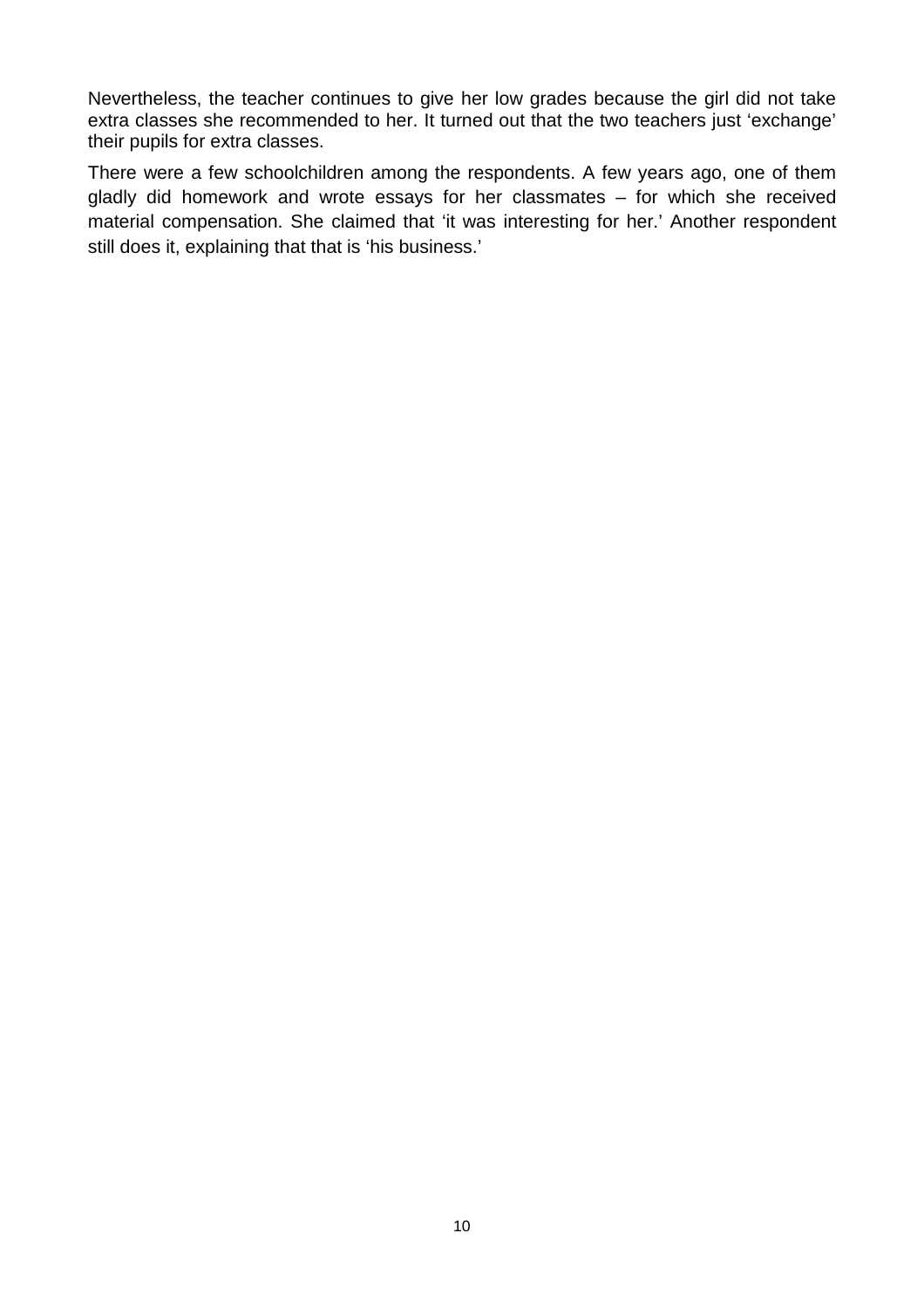Nevertheless, the teacher continues to give her low grades because the girl did not take extra classes she recommended to her. It turned out that the two teachers just 'exchange' their pupils for extra classes.

There were a few schoolchildren among the respondents. A few years ago, one of them gladly did homework and wrote essays for her classmates – for which she received material compensation. She claimed that 'it was interesting for her.' Another respondent still does it, explaining that that is 'his business.'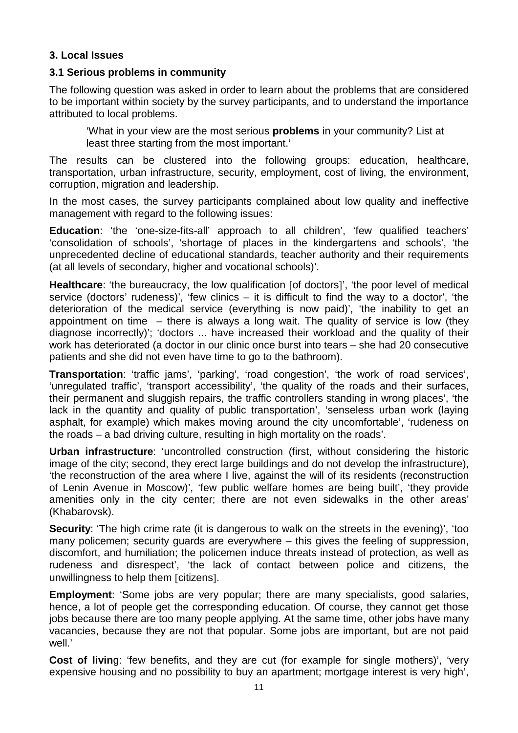## 3. Local Issues

### 3.1 Serious problems in community

The following question was asked in order to learn about the problems that are considered to be important within society by the survey participants, and to understand the importance attributed to local problems.

> 'What in your view are the most serious **problems** in your community? List at least three starting from the most important.'

The results can be clustered into the following groups: education, healthcare, transportation, urban infrastructure, security, employment, cost of living, the environment, corruption, migration and leadership.

In the most cases, the survey participants complained about low quality and ineffective management with regard to the following issues:

**Education**: 'the 'one-size-fits-all' approach to all children', 'few qualified teachers' 'consolidation of schools', 'shortage of places in the kindergartens and schools', 'the unprecedented decline of educational standards, teacher authority and their requirements (at all levels of secondary, higher and vocational schools)'.

**Healthcare**: 'the bureaucracy, the low qualification [of doctors]', 'the poor level of medical service (doctors' rudeness)', 'few clinics – it is difficult to find the way to a doctor', 'the deterioration of the medical service (everything is now paid)', 'the inability to get an appointment on time – there is always a long wait. The quality of service is low (they diagnose incorrectly)'; 'doctors ... have increased their workload and the quality of their work has deteriorated (a doctor in our clinic once burst into tears – she had 20 consecutive patients and she did not even have time to go to the bathroom).

**Transportation**: 'traffic jams', 'parking', 'road congestion', 'the work of road services', 'unregulated traffic', 'transport accessibility', 'the quality of the roads and their surfaces, their permanent and sluggish repairs, the traffic controllers standing in wrong places', 'the lack in the quantity and quality of public transportation', 'senseless urban work (laying asphalt, for example) which makes moving around the city uncomfortable', 'rudeness on the roads – a bad driving culture, resulting in high mortality on the roads'.

**Urban infrastructure**: 'uncontrolled construction (first, without considering the historic image of the city; second, they erect large buildings and do not develop the infrastructure), 'the reconstruction of the area where I live, against the will of its residents (reconstruction of Lenin Avenue in Moscow)', 'few public welfare homes are being built', 'they provide amenities only in the city center; there are not even sidewalks in the other areas' (Khabarovsk).

**Security**: 'The high crime rate (it is dangerous to walk on the streets in the evening)', 'too many policemen; security guards are everywhere – this gives the feeling of suppression, discomfort, and humiliation; the policemen induce threats instead of protection, as well as rudeness and disrespect', 'the lack of contact between police and citizens, the unwillingness to help them [citizens].

**Employment**: 'Some jobs are very popular; there are many specialists, good salaries, hence, a lot of people get the corresponding education. Of course, they cannot get those jobs because there are too many people applying. At the same time, other jobs have many vacancies, because they are not that popular. Some jobs are important, but are not paid well.'

**Cost of living**: 'few benefits, and they are cut (for example for single mothers)', 'very expensive housing and no possibility to buy an apartment; mortgage interest is very high',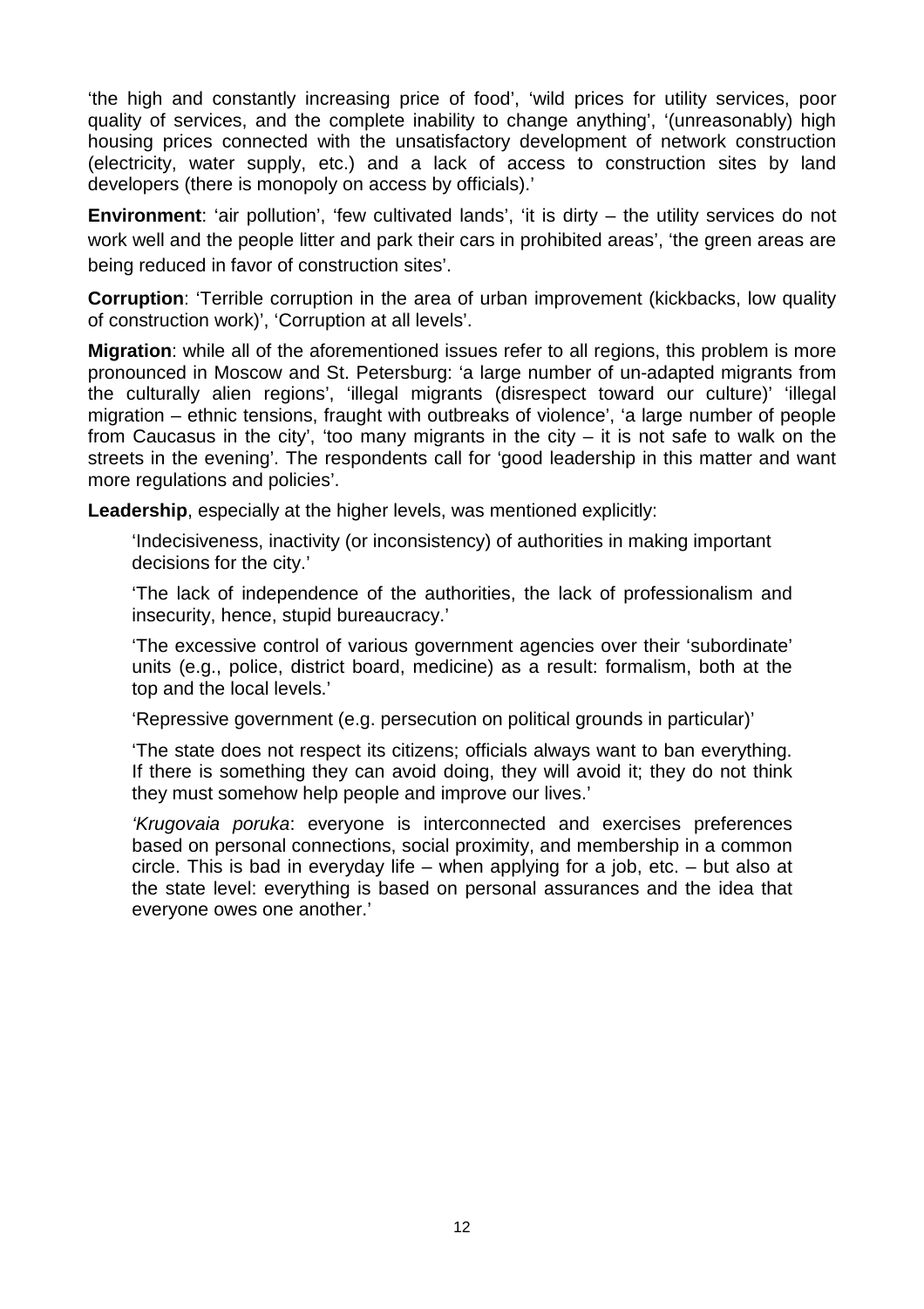'the high and constantly increasing price of food', 'wild prices for utility services, poor quality of services, and the complete inability to change anything', '(unreasonably) high housing prices connected with the unsatisfactory development of network construction (electricity, water supply, etc.) and a lack of access to construction sites by land developers (there is monopoly on access by officials).'

**Environment**: 'air pollution', 'few cultivated lands', 'it is dirty – the utility services do not work well and the people litter and park their cars in prohibited areas', 'the green areas are being reduced in favor of construction sites'.

**Corruption**: 'Terrible corruption in the area of urban improvement (kickbacks, low quality of construction work)', 'Corruption at all levels'.

**Migration**: while all of the aforementioned issues refer to all regions, this problem is more pronounced in Moscow and St. Petersburg: 'a large number of un-adapted migrants from the culturally alien regions', 'illegal migrants (disrespect toward our culture)' 'illegal migration – ethnic tensions, fraught with outbreaks of violence', 'a large number of people from Caucasus in the city', 'too many migrants in the city – it is not safe to walk on the streets in the evening'. The respondents call for 'good leadership in this matter and want more regulations and policies'.

**Leadership**, especially at the higher levels, was mentioned explicitly:

> 'Indecisiveness, inactivity (or inconsistency) of authorities in making important decisions for the city.'
>
> 'The lack of independence of the authorities, the lack of professionalism and insecurity, hence, stupid bureaucracy.'
>
> 'The excessive control of various government agencies over their 'subordinate' units (e.g., police, district board, medicine) as a result: formalism, both at the top and the local levels.'
>
> 'Repressive government (e.g. persecution on political grounds in particular)'
>
> 'The state does not respect its citizens; officials always want to ban everything. If there is something they can avoid doing, they will avoid it; they do not think they must somehow help people and improve our lives.'
>
> *'Krugovaia poruka*: everyone is interconnected and exercises preferences based on personal connections, social proximity, and membership in a common circle. This is bad in everyday life – when applying for a job, etc. – but also at the state level: everything is based on personal assurances and the idea that everyone owes one another.'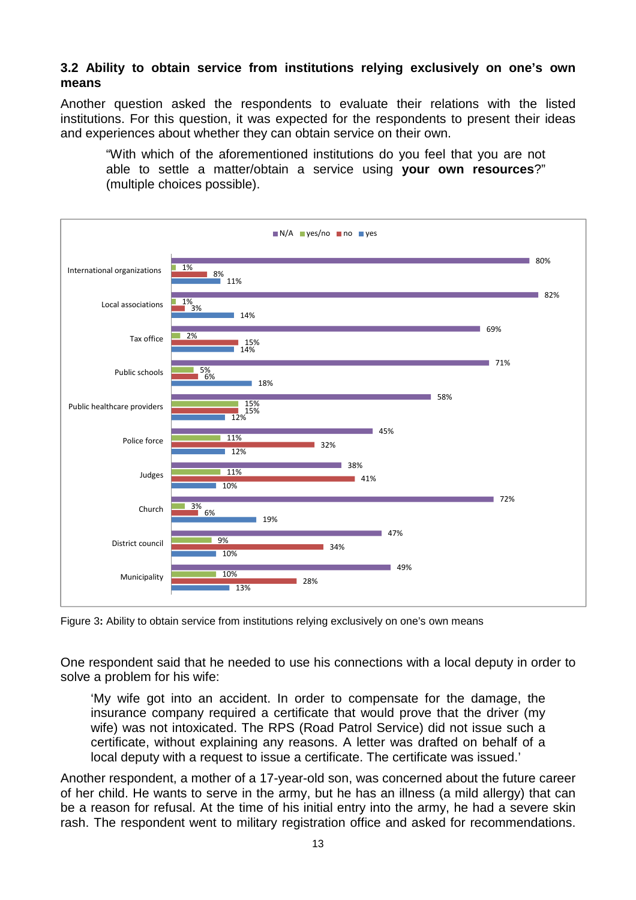### 3.2 Ability to obtain service from institutions relying exclusively on one's own means

Another question asked the respondents to evaluate their relations with the listed institutions. For this question, it was expected for the respondents to present their ideas and experiences about whether they can obtain service on their own.

> "With which of the aforementioned institutions do you feel that you are not able to settle a matter/obtain a service using **your own resources**?" (multiple choices possible).

| Institution | N/A | yes/no | no | yes |
|---|---|---|---|---|
| International organizations | 80% | 1% | 8% | 11% |
| Local associations | 82% | 1% | 3% | 14% |
| Tax office | 69% | 2% | 15% | 14% |
| Public schools | 71% | 5% | 6% | 18% |
| Public healthcare providers | 58% | 15% | 15% | 12% |
| Police force | 45% | 11% | 32% | 12% |
| Judges | 38% | 11% | 41% | 10% |
| Church | 72% | 3% | 6% | 19% |
| District council | 47% | 9% | 34% | 10% |
| Municipality | 49% | 10% | 28% | 13% |

Figure 3**:** Ability to obtain service from institutions relying exclusively on one's own means

One respondent said that he needed to use his connections with a local deputy in order to solve a problem for his wife:

> 'My wife got into an accident. In order to compensate for the damage, the insurance company required a certificate that would prove that the driver (my wife) was not intoxicated. The RPS (Road Patrol Service) did not issue such a certificate, without explaining any reasons. A letter was drafted on behalf of a local deputy with a request to issue a certificate. The certificate was issued.'

Another respondent, a mother of a 17-year-old son, was concerned about the future career of her child. He wants to serve in the army, but he has an illness (a mild allergy) that can be a reason for refusal. At the time of his initial entry into the army, he had a severe skin rash. The respondent went to military registration office and asked for recommendations.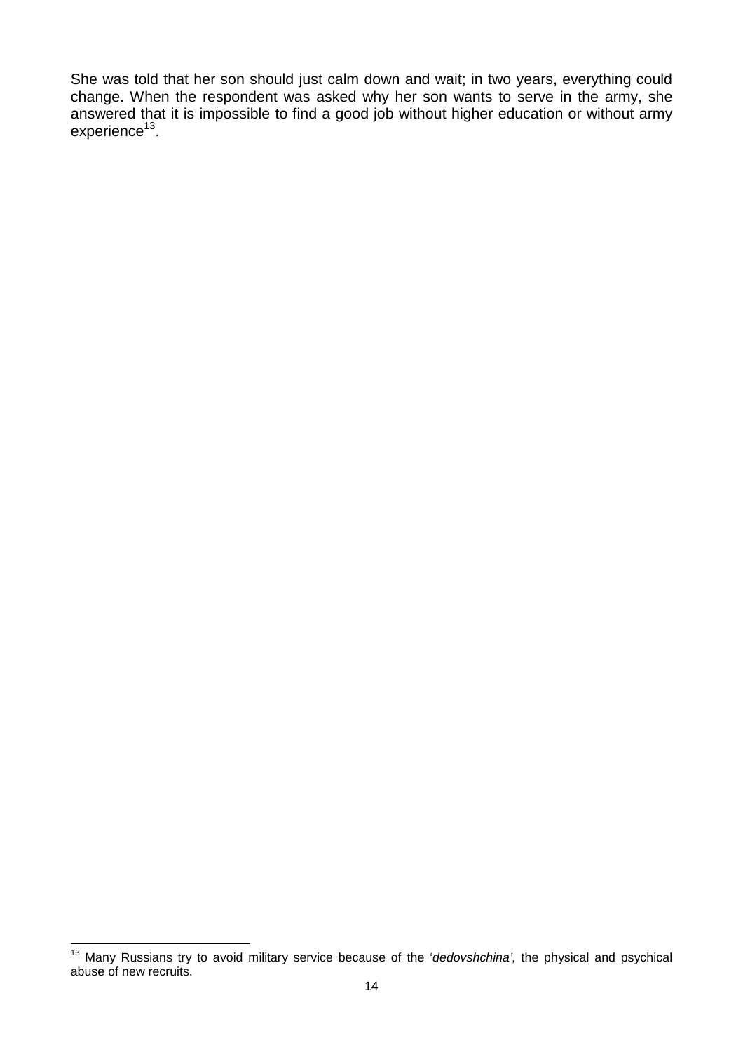She was told that her son should just calm down and wait; in two years, everything could change. When the respondent was asked why her son wants to serve in the army, she answered that it is impossible to find a good job without higher education or without army experience[13].

---

[13] Many Russians try to avoid military service because of the '*dedovshchina',* the physical and psychical abuse of new recruits.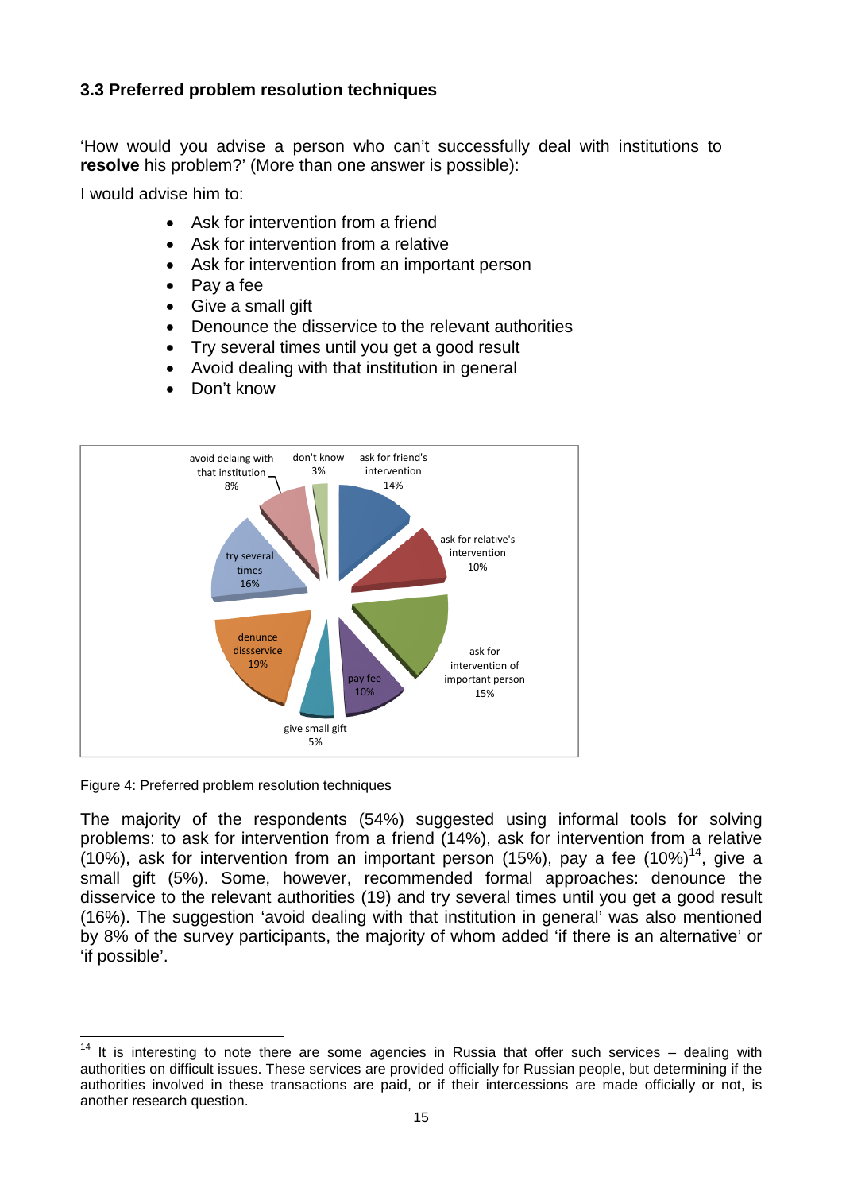### 3.3 Preferred problem resolution techniques

'How would you advise a person who can't successfully deal with institutions to **resolve** his problem?' (More than one answer is possible):

I would advise him to:

- Ask for intervention from a friend
- Ask for intervention from a relative
- Ask for intervention from an important person
- Pay a fee
- Give a small gift
- Denounce the disservice to the relevant authorities
- Try several times until you get a good result
- Avoid dealing with that institution in general
- Don't know

Figure 4: Preferred problem resolution techniques

The majority of the respondents (54%) suggested using informal tools for solving problems: to ask for intervention from a friend (14%), ask for intervention from a relative (10%), ask for intervention from an important person (15%), pay a fee (10%)[14], give a small gift (5%). Some, however, recommended formal approaches: denounce the disservice to the relevant authorities (19) and try several times until you get a good result (16%). The suggestion 'avoid dealing with that institution in general' was also mentioned by 8% of the survey participants, the majority of whom added 'if there is an alternative' or 'if possible'.

[14] It is interesting to note there are some agencies in Russia that offer such services – dealing with authorities on difficult issues. These services are provided officially for Russian people, but determining if the authorities involved in these transactions are paid, or if their intercessions are made officially or not, is another research question.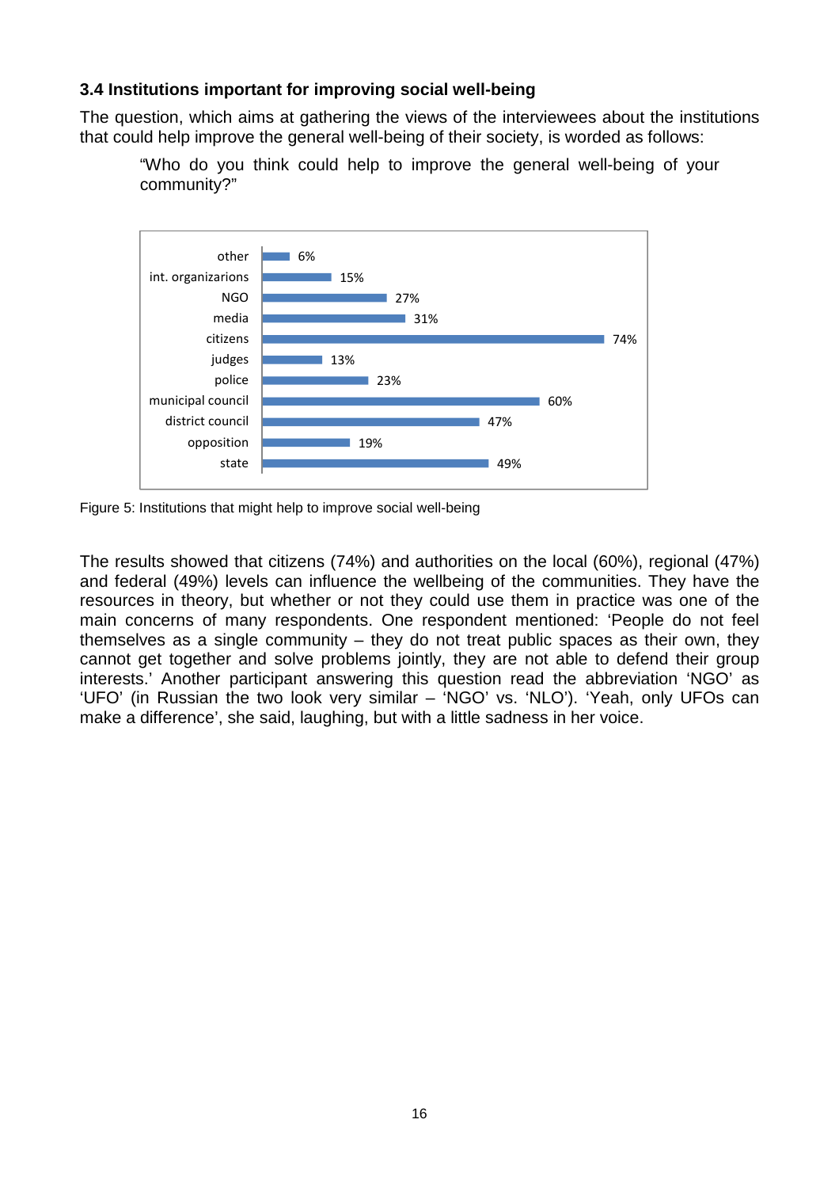### 3.4 Institutions important for improving social well-being

The question, which aims at gathering the views of the interviewees about the institutions that could help improve the general well-being of their society, is worded as follows:

> "Who do you think could help to improve the general well-being of your community?"

| Institution | % |
|---|---|
| other | 6% |
| int. organizarions | 15% |
| NGO | 27% |
| media | 31% |
| citizens | 74% |
| judges | 13% |
| police | 23% |
| municipal council | 60% |
| district council | 47% |
| opposition | 19% |
| state | 49% |

Figure 5: Institutions that might help to improve social well-being

The results showed that citizens (74%) and authorities on the local (60%), regional (47%) and federal (49%) levels can influence the wellbeing of the communities. They have the resources in theory, but whether or not they could use them in practice was one of the main concerns of many respondents. One respondent mentioned: 'People do not feel themselves as a single community – they do not treat public spaces as their own, they cannot get together and solve problems jointly, they are not able to defend their group interests.' Another participant answering this question read the abbreviation 'NGO' as 'UFO' (in Russian the two look very similar – 'NGO' vs. 'NLO'). 'Yeah, only UFOs can make a difference', she said, laughing, but with a little sadness in her voice.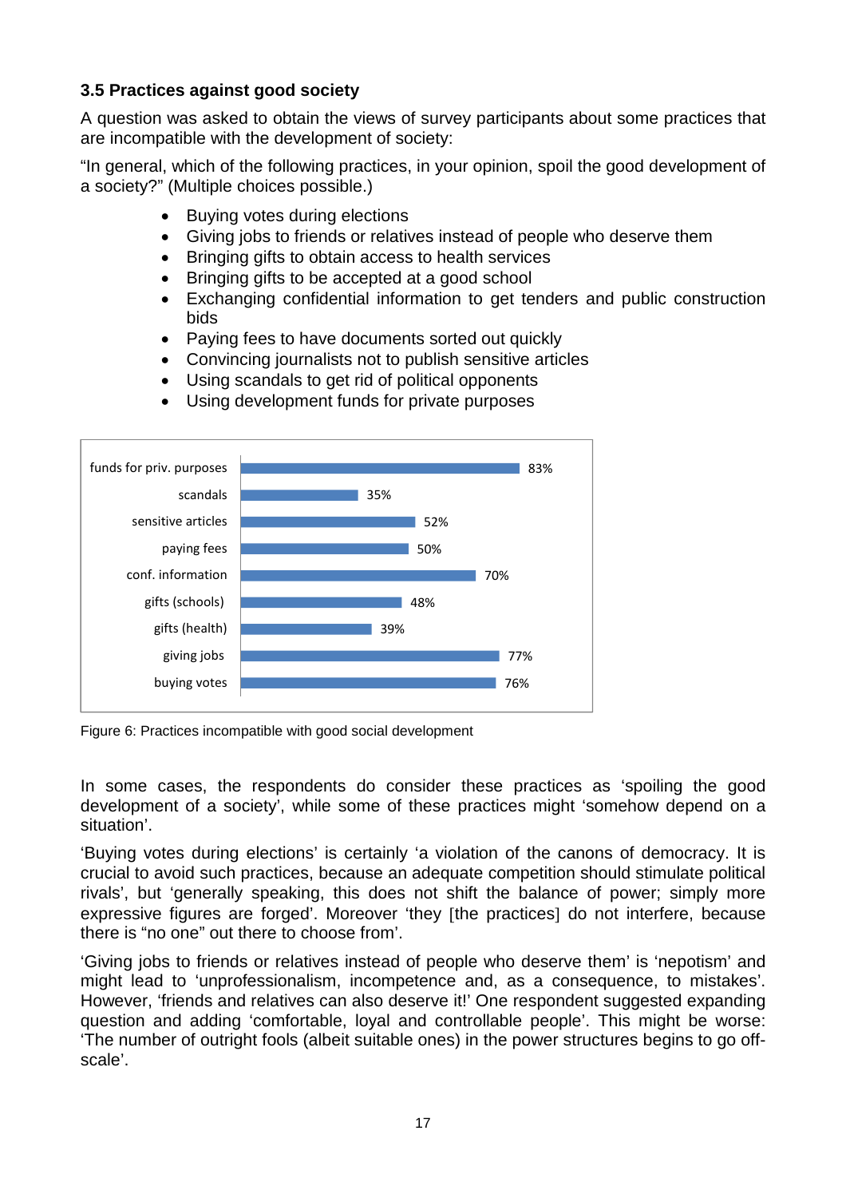### 3.5 Practices against good society

A question was asked to obtain the views of survey participants about some practices that are incompatible with the development of society:

"In general, which of the following practices, in your opinion, spoil the good development of a society?" (Multiple choices possible.)

- Buying votes during elections
- Giving jobs to friends or relatives instead of people who deserve them
- Bringing gifts to obtain access to health services
- Bringing gifts to be accepted at a good school
- Exchanging confidential information to get tenders and public construction bids
- Paying fees to have documents sorted out quickly
- Convincing journalists not to publish sensitive articles
- Using scandals to get rid of political opponents
- Using development funds for private purposes

| Practice | % |
| --- | --- |
| funds for priv. purposes | 83% |
| scandals | 35% |
| sensitive articles | 52% |
| paying fees | 50% |
| conf. information | 70% |
| gifts (schools) | 48% |
| gifts (health) | 39% |
| giving jobs | 77% |
| buying votes | 76% |

Figure 6: Practices incompatible with good social development

In some cases, the respondents do consider these practices as 'spoiling the good development of a society', while some of these practices might 'somehow depend on a situation'.

'Buying votes during elections' is certainly 'a violation of the canons of democracy. It is crucial to avoid such practices, because an adequate competition should stimulate political rivals', but 'generally speaking, this does not shift the balance of power; simply more expressive figures are forged'. Moreover 'they [the practices] do not interfere, because there is "no one" out there to choose from'.

'Giving jobs to friends or relatives instead of people who deserve them' is 'nepotism' and might lead to 'unprofessionalism, incompetence and, as a consequence, to mistakes'. However, 'friends and relatives can also deserve it!' One respondent suggested expanding question and adding 'comfortable, loyal and controllable people'. This might be worse: 'The number of outright fools (albeit suitable ones) in the power structures begins to go off-scale'.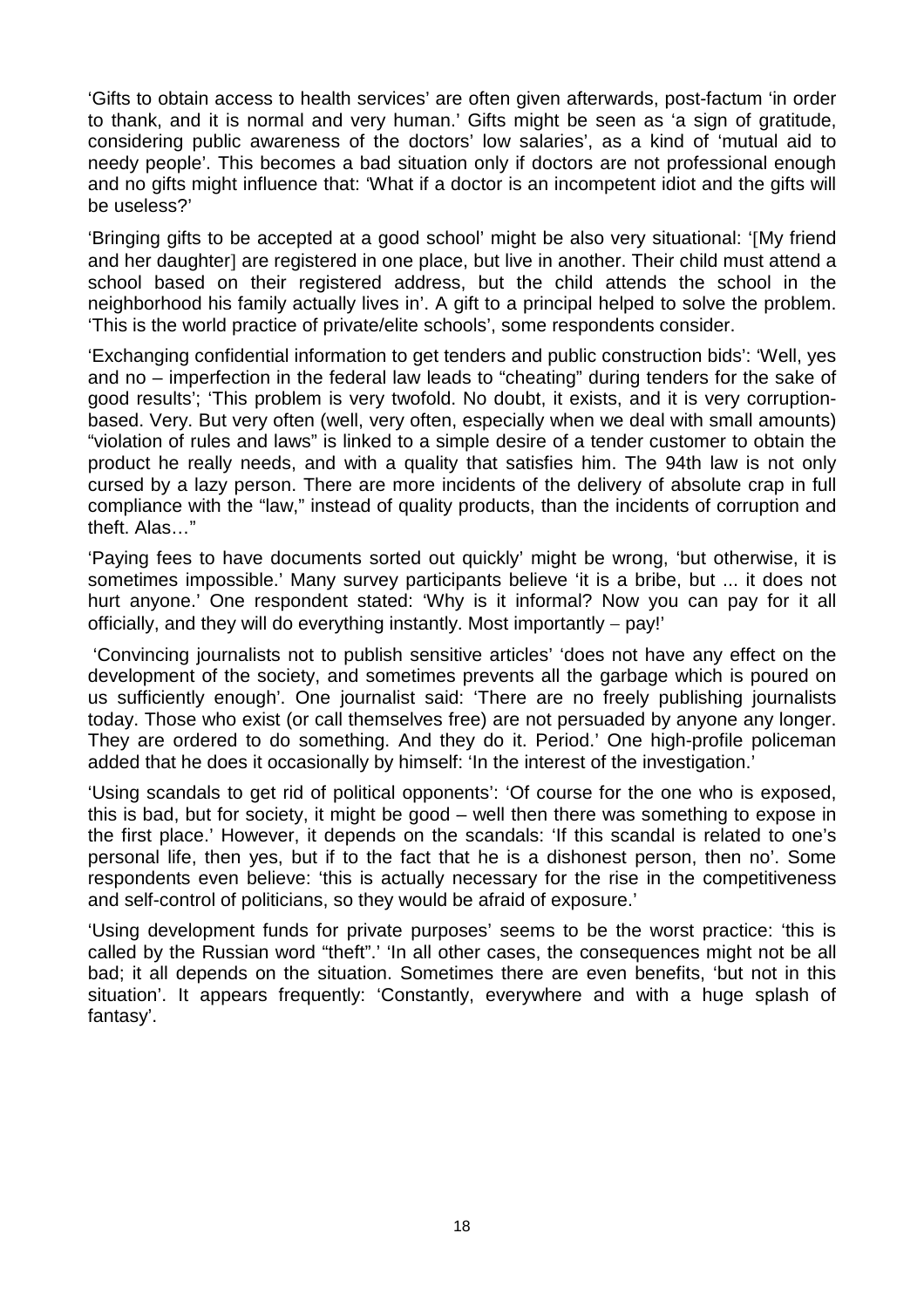'Gifts to obtain access to health services' are often given afterwards, post-factum 'in order to thank, and it is normal and very human.' Gifts might be seen as 'a sign of gratitude, considering public awareness of the doctors' low salaries', as a kind of 'mutual aid to needy people'. This becomes a bad situation only if doctors are not professional enough and no gifts might influence that: 'What if a doctor is an incompetent idiot and the gifts will be useless?'

'Bringing gifts to be accepted at a good school' might be also very situational: '[My friend and her daughter] are registered in one place, but live in another. Their child must attend a school based on their registered address, but the child attends the school in the neighborhood his family actually lives in'. A gift to a principal helped to solve the problem. 'This is the world practice of private/elite schools', some respondents consider.

'Exchanging confidential information to get tenders and public construction bids': 'Well, yes and no – imperfection in the federal law leads to "cheating" during tenders for the sake of good results'; 'This problem is very twofold. No doubt, it exists, and it is very corruption-based. Very. But very often (well, very often, especially when we deal with small amounts) "violation of rules and laws" is linked to a simple desire of a tender customer to obtain the product he really needs, and with a quality that satisfies him. The 94th law is not only cursed by a lazy person. There are more incidents of the delivery of absolute crap in full compliance with the "law," instead of quality products, than the incidents of corruption and theft. Alas…"

'Paying fees to have documents sorted out quickly' might be wrong, 'but otherwise, it is sometimes impossible.' Many survey participants believe 'it is a bribe, but ... it does not hurt anyone.' One respondent stated: 'Why is it informal? Now you can pay for it all officially, and they will do everything instantly. Most importantly – pay!'

'Convincing journalists not to publish sensitive articles' 'does not have any effect on the development of the society, and sometimes prevents all the garbage which is poured on us sufficiently enough'. One journalist said: 'There are no freely publishing journalists today. Those who exist (or call themselves free) are not persuaded by anyone any longer. They are ordered to do something. And they do it. Period.' One high-profile policeman added that he does it occasionally by himself: 'In the interest of the investigation.'

'Using scandals to get rid of political opponents': 'Of course for the one who is exposed, this is bad, but for society, it might be good – well then there was something to expose in the first place.' However, it depends on the scandals: 'If this scandal is related to one's personal life, then yes, but if to the fact that he is a dishonest person, then no'. Some respondents even believe: 'this is actually necessary for the rise in the competitiveness and self-control of politicians, so they would be afraid of exposure.'

'Using development funds for private purposes' seems to be the worst practice: 'this is called by the Russian word "theft".' 'In all other cases, the consequences might not be all bad; it all depends on the situation. Sometimes there are even benefits, 'but not in this situation'. It appears frequently: 'Constantly, everywhere and with a huge splash of fantasy'.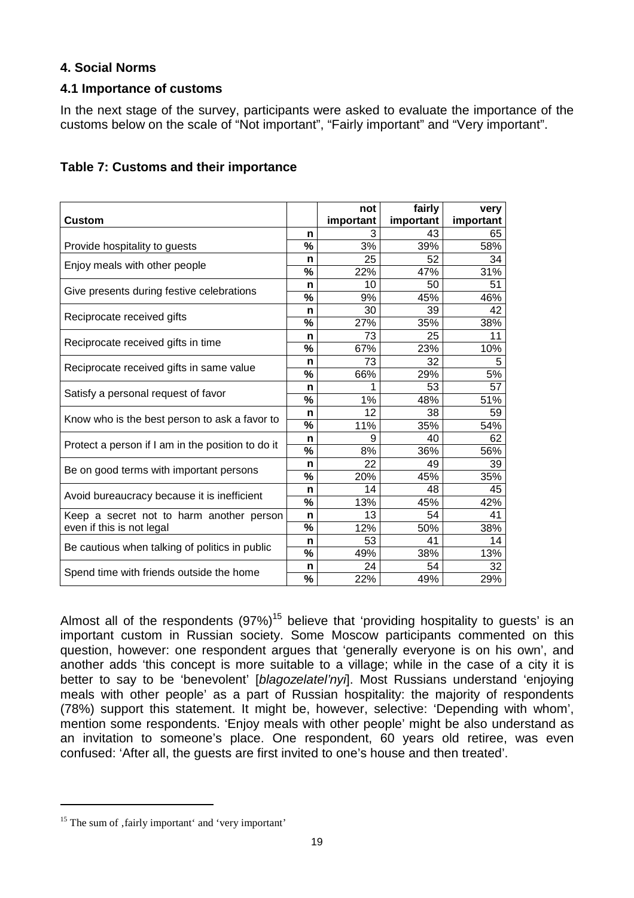### 4. Social Norms

#### 4.1 Importance of customs

In the next stage of the survey, participants were asked to evaluate the importance of the customs below on the scale of "Not important", "Fairly important" and "Very important".

**Table 7: Customs and their importance**

| Custom | | not important | fairly important | very important |
|---|---|---|---|---|
| Provide hospitality to guests | n | 3 | 43 | 65 |
| | % | 3% | 39% | 58% |
| Enjoy meals with other people | n | 25 | 52 | 34 |
| | % | 22% | 47% | 31% |
| Give presents during festive celebrations | n | 10 | 50 | 51 |
| | % | 9% | 45% | 46% |
| Reciprocate received gifts | n | 30 | 39 | 42 |
| | % | 27% | 35% | 38% |
| Reciprocate received gifts in time | n | 73 | 25 | 11 |
| | % | 67% | 23% | 10% |
| Reciprocate received gifts in same value | n | 73 | 32 | 5 |
| | % | 66% | 29% | 5% |
| Satisfy a personal request of favor | n | 1 | 53 | 57 |
| | % | 1% | 48% | 51% |
| Know who is the best person to ask a favor to | n | 12 | 38 | 59 |
| | % | 11% | 35% | 54% |
| Protect a person if I am in the position to do it | n | 9 | 40 | 62 |
| | % | 8% | 36% | 56% |
| Be on good terms with important persons | n | 22 | 49 | 39 |
| | % | 20% | 45% | 35% |
| Avoid bureaucracy because it is inefficient | n | 14 | 48 | 45 |
| | % | 13% | 45% | 42% |
| Keep a secret not to harm another person even if this is not legal | n | 13 | 54 | 41 |
| | % | 12% | 50% | 38% |
| Be cautious when talking of politics in public | n | 53 | 41 | 14 |
| | % | 49% | 38% | 13% |
| Spend time with friends outside the home | n | 24 | 54 | 32 |
| | % | 22% | 49% | 29% |

Almost all of the respondents (97%)[15] believe that 'providing hospitality to guests' is an important custom in Russian society. Some Moscow participants commented on this question, however: one respondent argues that 'generally everyone is on his own', and another adds 'this concept is more suitable to a village; while in the case of a city it is better to say to be 'benevolent' [*blagozelatel'nyi*]. Most Russians understand 'enjoying meals with other people' as a part of Russian hospitality: the majority of respondents (78%) support this statement. It might be, however, selective: 'Depending with whom', mention some respondents. 'Enjoy meals with other people' might be also understand as an invitation to someone's place. One respondent, 60 years old retiree, was even confused: 'After all, the guests are first invited to one's house and then treated'.

[15] The sum of ‚fairly important' and 'very important'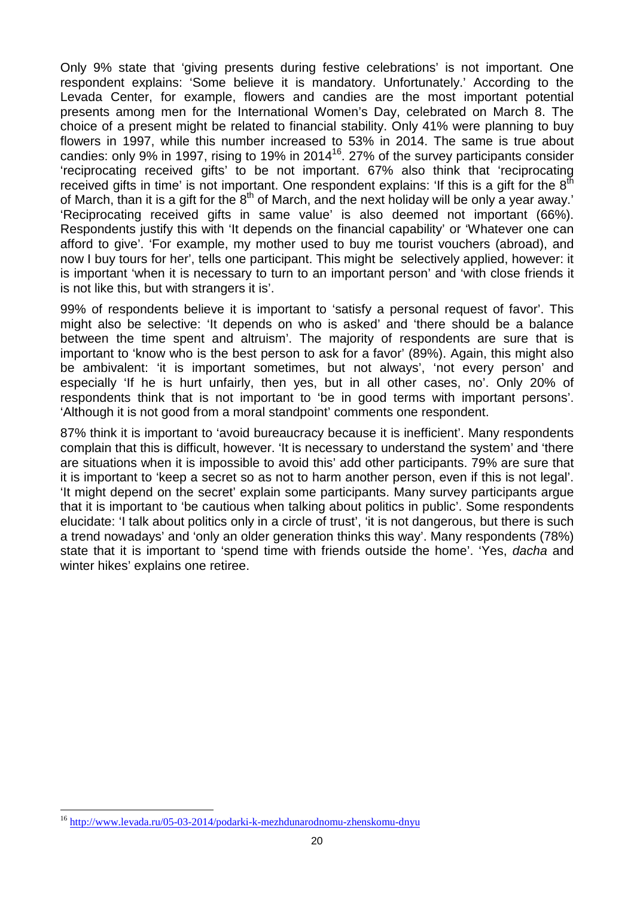Only 9% state that 'giving presents during festive celebrations' is not important. One respondent explains: 'Some believe it is mandatory. Unfortunately.' According to the Levada Center, for example, flowers and candies are the most important potential presents among men for the International Women's Day, celebrated on March 8. The choice of a present might be related to financial stability. Only 41% were planning to buy flowers in 1997, while this number increased to 53% in 2014. The same is true about candies: only 9% in 1997, rising to 19% in 2014[16]. 27% of the survey participants consider 'reciprocating received gifts' to be not important. 67% also think that 'reciprocating received gifts in time' is not important. One respondent explains: 'If this is a gift for the 8th of March, than it is a gift for the 8th of March, and the next holiday will be only a year away.' 'Reciprocating received gifts in same value' is also deemed not important (66%). Respondents justify this with 'It depends on the financial capability' or 'Whatever one can afford to give'. 'For example, my mother used to buy me tourist vouchers (abroad), and now I buy tours for her', tells one participant. This might be selectively applied, however: it is important 'when it is necessary to turn to an important person' and 'with close friends it is not like this, but with strangers it is'.

99% of respondents believe it is important to 'satisfy a personal request of favor'. This might also be selective: 'It depends on who is asked' and 'there should be a balance between the time spent and altruism'. The majority of respondents are sure that is important to 'know who is the best person to ask for a favor' (89%). Again, this might also be ambivalent: 'it is important sometimes, but not always', 'not every person' and especially 'If he is hurt unfairly, then yes, but in all other cases, no'. Only 20% of respondents think that is not important to 'be in good terms with important persons'. 'Although it is not good from a moral standpoint' comments one respondent.

87% think it is important to 'avoid bureaucracy because it is inefficient'. Many respondents complain that this is difficult, however. 'It is necessary to understand the system' and 'there are situations when it is impossible to avoid this' add other participants. 79% are sure that it is important to 'keep a secret so as not to harm another person, even if this is not legal'. 'It might depend on the secret' explain some participants. Many survey participants argue that it is important to 'be cautious when talking about politics in public'. Some respondents elucidate: 'I talk about politics only in a circle of trust', 'it is not dangerous, but there is such a trend nowadays' and 'only an older generation thinks this way'. Many respondents (78%) state that it is important to 'spend time with friends outside the home'. 'Yes, *dacha* and winter hikes' explains one retiree.

[16] http://www.levada.ru/05-03-2014/podarki-k-mezhdunarodnomu-zhenskomu-dnyu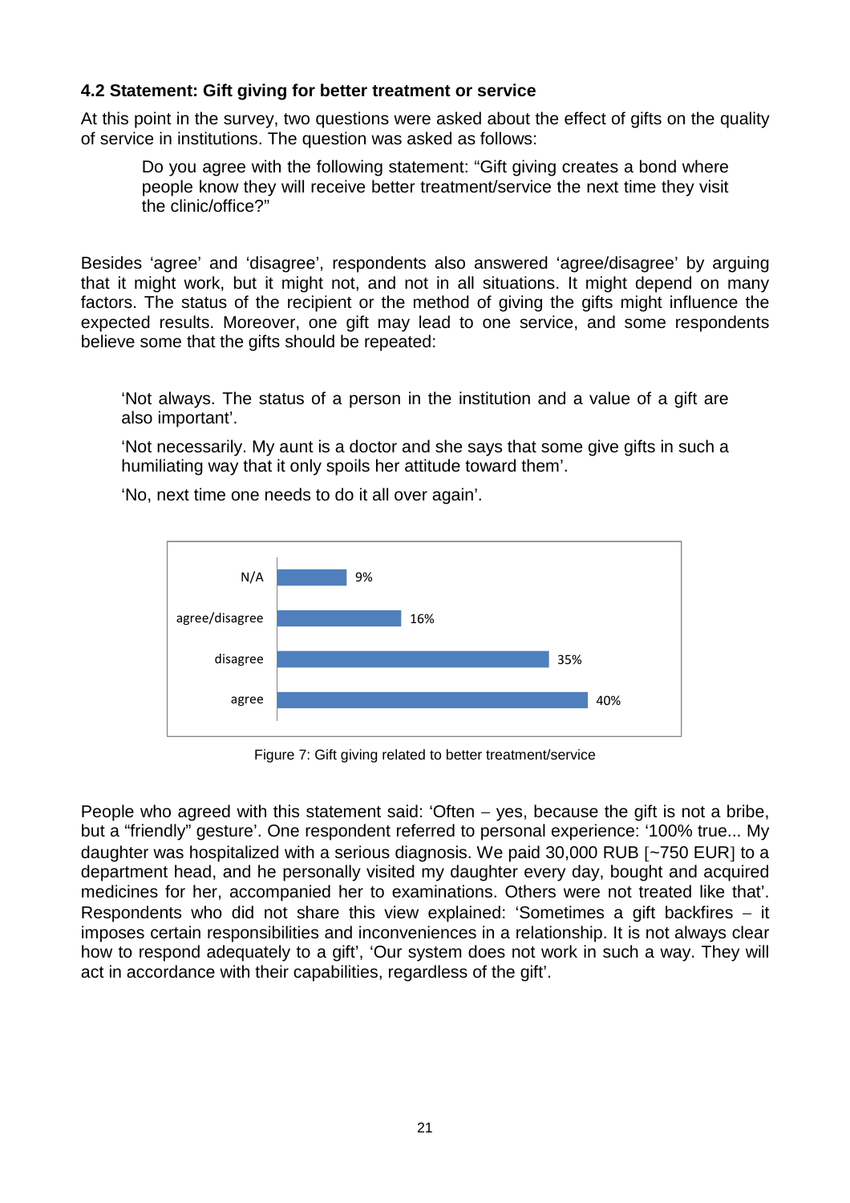### 4.2 Statement: Gift giving for better treatment or service

At this point in the survey, two questions were asked about the effect of gifts on the quality of service in institutions. The question was asked as follows:

> Do you agree with the following statement: "Gift giving creates a bond where people know they will receive better treatment/service the next time they visit the clinic/office?"

Besides 'agree' and 'disagree', respondents also answered 'agree/disagree' by arguing that it might work, but it might not, and not in all situations. It might depend on many factors. The status of the recipient or the method of giving the gifts might influence the expected results. Moreover, one gift may lead to one service, and some respondents believe some that the gifts should be repeated:

> 'Not always. The status of a person in the institution and a value of a gift are also important'.
>
> 'Not necessarily. My aunt is a doctor and she says that some give gifts in such a humiliating way that it only spoils her attitude toward them'.
>
> 'No, next time one needs to do it all over again'.

| Response | Percentage |
|---|---|
| N/A | 9% |
| agree/disagree | 16% |
| disagree | 35% |
| agree | 40% |

Figure 7: Gift giving related to better treatment/service

People who agreed with this statement said: 'Often – yes, because the gift is not a bribe, but a "friendly" gesture'. One respondent referred to personal experience: '100% true... My daughter was hospitalized with a serious diagnosis. We paid 30,000 RUB [~750 EUR] to a department head, and he personally visited my daughter every day, bought and acquired medicines for her, accompanied her to examinations. Others were not treated like that'. Respondents who did not share this view explained: 'Sometimes a gift backfires – it imposes certain responsibilities and inconveniences in a relationship. It is not always clear how to respond adequately to a gift', 'Our system does not work in such a way. They will act in accordance with their capabilities, regardless of the gift'.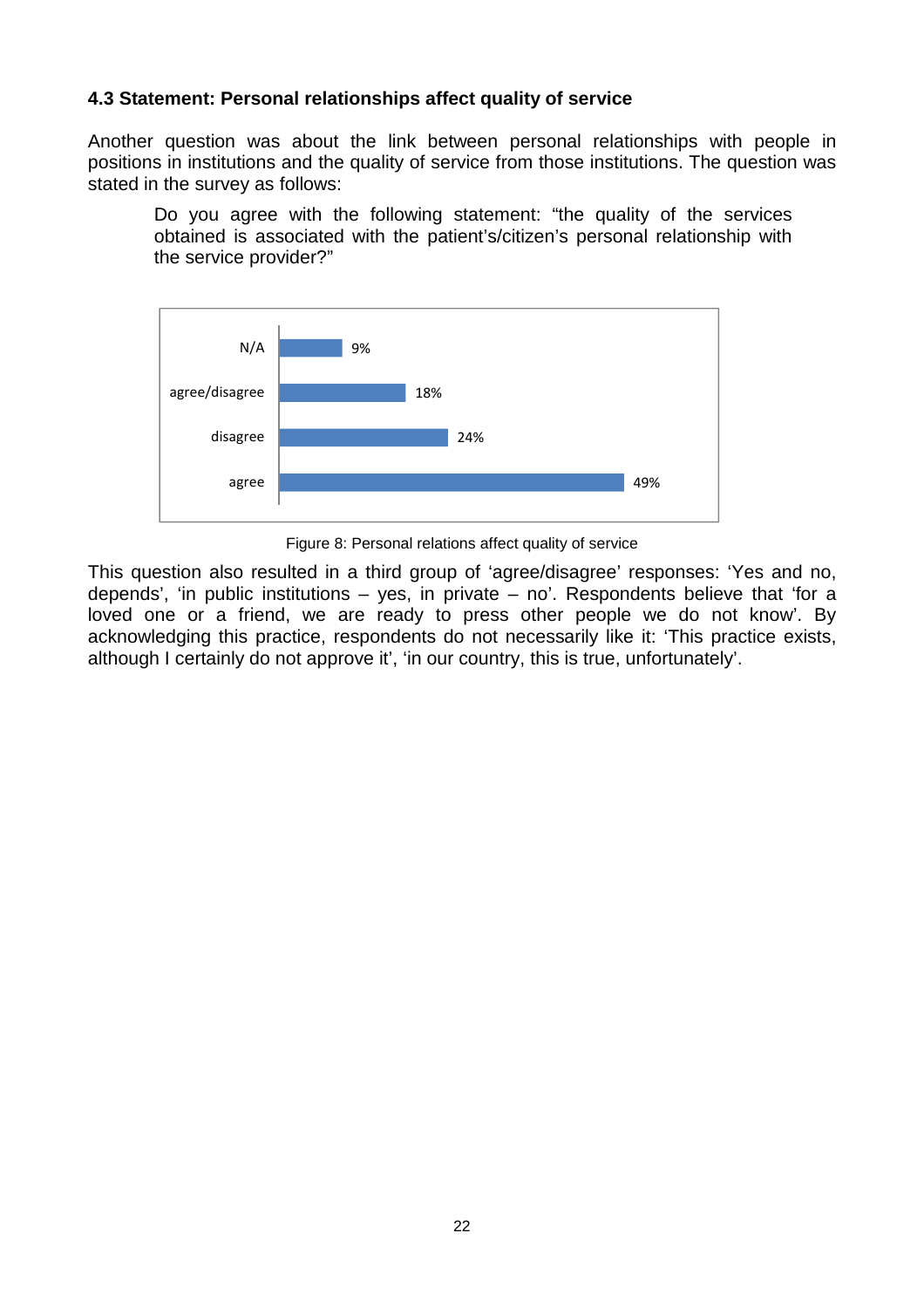### 4.3 Statement: Personal relationships affect quality of service

Another question was about the link between personal relationships with people in positions in institutions and the quality of service from those institutions. The question was stated in the survey as follows:

> Do you agree with the following statement: "the quality of the services obtained is associated with the patient's/citizen's personal relationship with the service provider?"

| Response | Percentage |
|---|---|
| N/A | 9% |
| agree/disagree | 18% |
| disagree | 24% |
| agree | 49% |

Figure 8: Personal relations affect quality of service

This question also resulted in a third group of 'agree/disagree' responses: 'Yes and no, depends', 'in public institutions – yes, in private – no'. Respondents believe that 'for a loved one or a friend, we are ready to press other people we do not know'. By acknowledging this practice, respondents do not necessarily like it: 'This practice exists, although I certainly do not approve it', 'in our country, this is true, unfortunately'.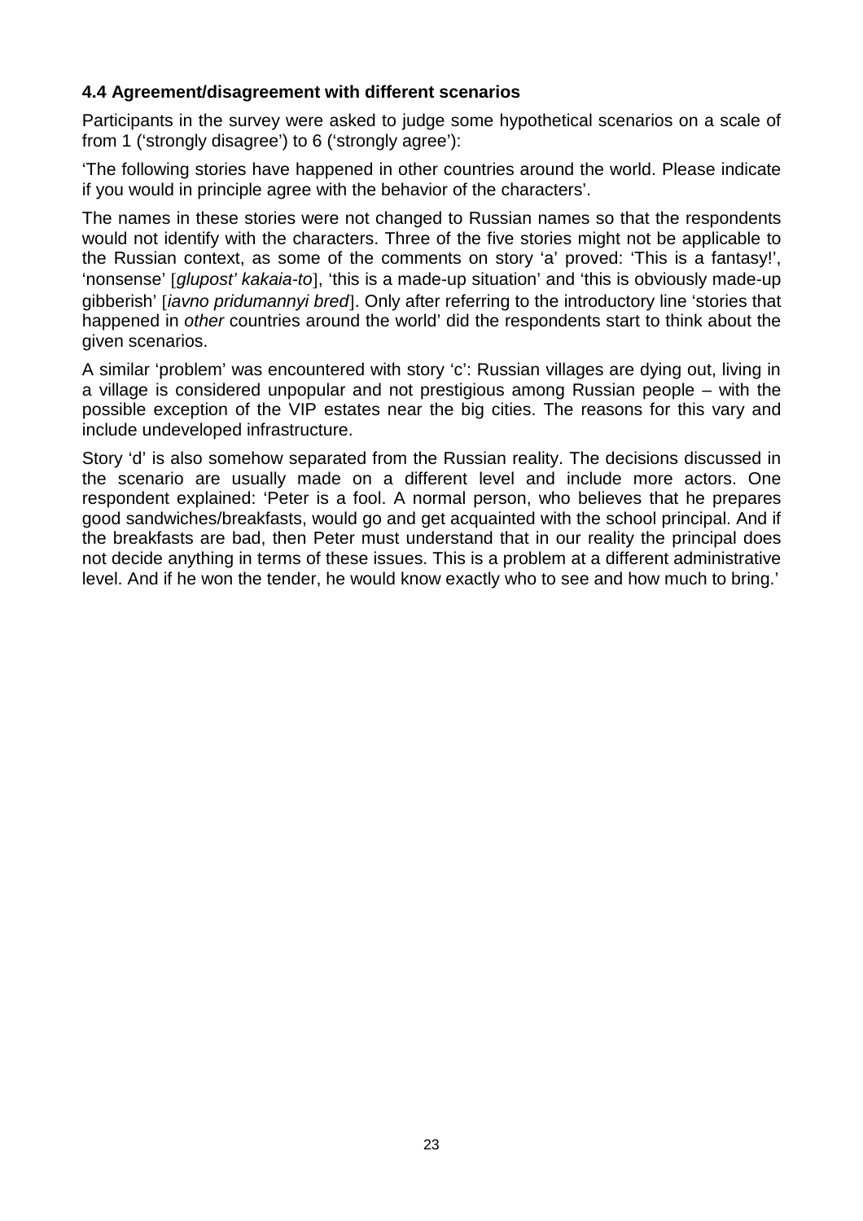**4.4 Agreement/disagreement with different scenarios**

Participants in the survey were asked to judge some hypothetical scenarios on a scale of from 1 ('strongly disagree') to 6 ('strongly agree'):

'The following stories have happened in other countries around the world. Please indicate if you would in principle agree with the behavior of the characters'.

The names in these stories were not changed to Russian names so that the respondents would not identify with the characters. Three of the five stories might not be applicable to the Russian context, as some of the comments on story 'a' proved: 'This is a fantasy!', 'nonsense' [*glupost' kakaia-to*], 'this is a made-up situation' and 'this is obviously made-up gibberish' [*iavno pridumannyi bred*]. Only after referring to the introductory line 'stories that happened in *other* countries around the world' did the respondents start to think about the given scenarios.

A similar 'problem' was encountered with story 'c': Russian villages are dying out, living in a village is considered unpopular and not prestigious among Russian people – with the possible exception of the VIP estates near the big cities. The reasons for this vary and include undeveloped infrastructure.

Story 'd' is also somehow separated from the Russian reality. The decisions discussed in the scenario are usually made on a different level and include more actors. One respondent explained: 'Peter is a fool. A normal person, who believes that he prepares good sandwiches/breakfasts, would go and get acquainted with the school principal. And if the breakfasts are bad, then Peter must understand that in our reality the principal does not decide anything in terms of these issues. This is a problem at a different administrative level. And if he won the tender, he would know exactly who to see and how much to bring.'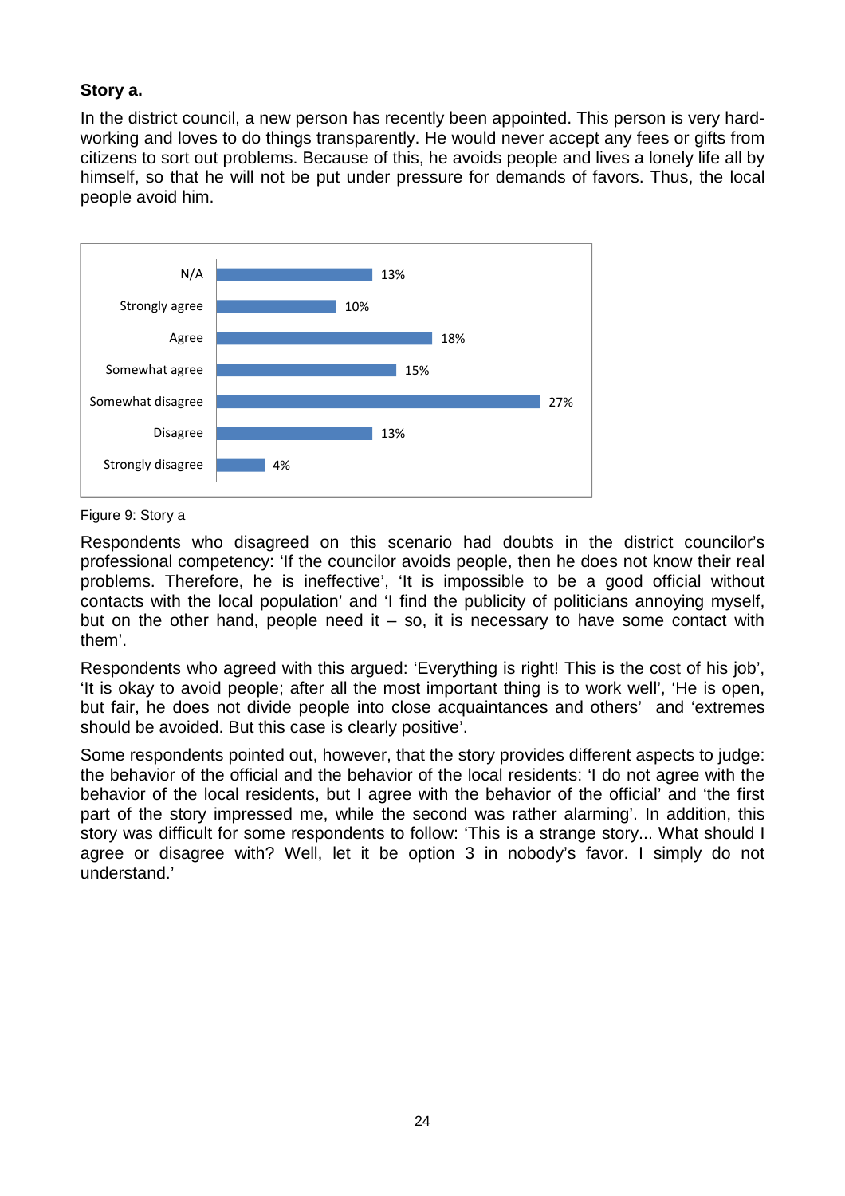**Story a.**

In the district council, a new person has recently been appointed. This person is very hard-working and loves to do things transparently. He would never accept any fees or gifts from citizens to sort out problems. Because of this, he avoids people and lives a lonely life all by himself, so that he will not be put under pressure for demands of favors. Thus, the local people avoid him.

| Response | Percentage |
|---|---|
| N/A | 13% |
| Strongly agree | 10% |
| Agree | 18% |
| Somewhat agree | 15% |
| Somewhat disagree | 27% |
| Disagree | 13% |
| Strongly disagree | 4% |

Figure 9: Story a

Respondents who disagreed on this scenario had doubts in the district councilor's professional competency: 'If the councilor avoids people, then he does not know their real problems. Therefore, he is ineffective', 'It is impossible to be a good official without contacts with the local population' and 'I find the publicity of politicians annoying myself, but on the other hand, people need it – so, it is necessary to have some contact with them'.

Respondents who agreed with this argued: 'Everything is right! This is the cost of his job', 'It is okay to avoid people; after all the most important thing is to work well', 'He is open, but fair, he does not divide people into close acquaintances and others' and 'extremes should be avoided. But this case is clearly positive'.

Some respondents pointed out, however, that the story provides different aspects to judge: the behavior of the official and the behavior of the local residents: 'I do not agree with the behavior of the local residents, but I agree with the behavior of the official' and 'the first part of the story impressed me, while the second was rather alarming'. In addition, this story was difficult for some respondents to follow: 'This is a strange story... What should I agree or disagree with? Well, let it be option 3 in nobody's favor. I simply do not understand.'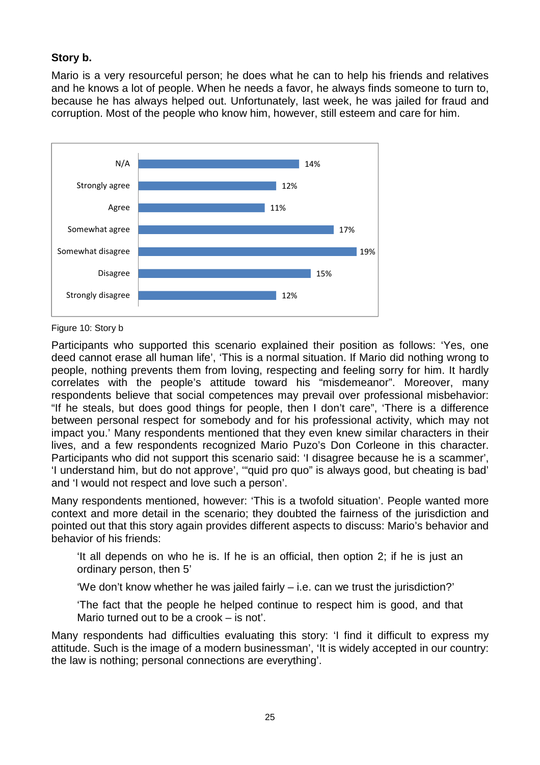### Story b.

Mario is a very resourceful person; he does what he can to help his friends and relatives and he knows a lot of people. When he needs a favor, he always finds someone to turn to, because he has always helped out. Unfortunately, last week, he was jailed for fraud and corruption. Most of the people who know him, however, still esteem and care for him.

| Response | % |
|---|---|
| N/A | 14% |
| Strongly agree | 12% |
| Agree | 11% |
| Somewhat agree | 17% |
| Somewhat disagree | 19% |
| Disagree | 15% |
| Strongly disagree | 12% |

Figure 10: Story b

Participants who supported this scenario explained their position as follows: 'Yes, one deed cannot erase all human life', 'This is a normal situation. If Mario did nothing wrong to people, nothing prevents them from loving, respecting and feeling sorry for him. It hardly correlates with the people's attitude toward his "misdemeanor". Moreover, many respondents believe that social competences may prevail over professional misbehavior: "If he steals, but does good things for people, then I don't care", 'There is a difference between personal respect for somebody and for his professional activity, which may not impact you.' Many respondents mentioned that they even knew similar characters in their lives, and a few respondents recognized Mario Puzo's Don Corleone in this character. Participants who did not support this scenario said: 'I disagree because he is a scammer', 'I understand him, but do not approve', '"quid pro quo" is always good, but cheating is bad' and 'I would not respect and love such a person'.

Many respondents mentioned, however: 'This is a twofold situation'. People wanted more context and more detail in the scenario; they doubted the fairness of the jurisdiction and pointed out that this story again provides different aspects to discuss: Mario's behavior and behavior of his friends:

> 'It all depends on who he is. If he is an official, then option 2; if he is just an ordinary person, then 5'
>
> 'We don't know whether he was jailed fairly – i.e. can we trust the jurisdiction?'
>
> 'The fact that the people he helped continue to respect him is good, and that Mario turned out to be a crook – is not'.

Many respondents had difficulties evaluating this story: 'I find it difficult to express my attitude. Such is the image of a modern businessman', 'It is widely accepted in our country: the law is nothing; personal connections are everything'.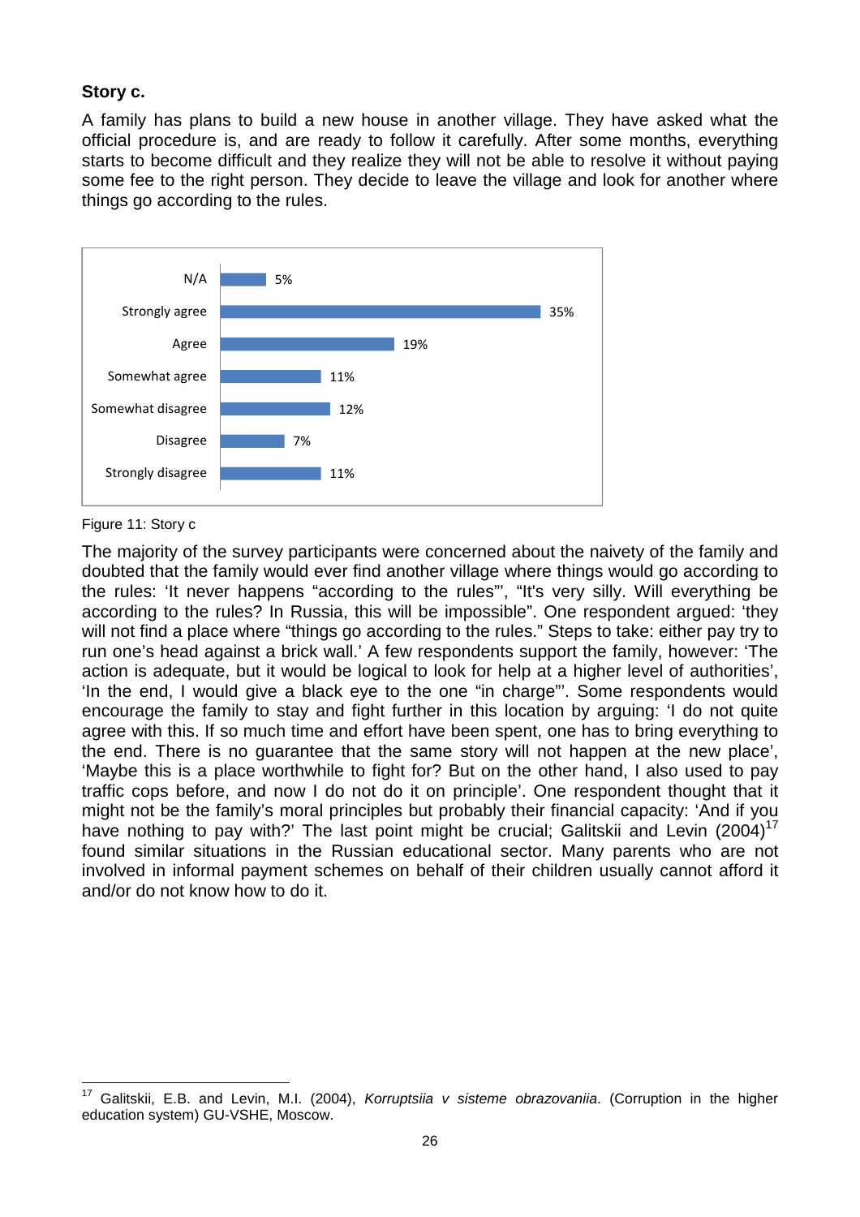**Story c.**

A family has plans to build a new house in another village. They have asked what the official procedure is, and are ready to follow it carefully. After some months, everything starts to become difficult and they realize they will not be able to resolve it without paying some fee to the right person. They decide to leave the village and look for another where things go according to the rules.

| Response | % |
|---|---|
| N/A | 5% |
| Strongly agree | 35% |
| Agree | 19% |
| Somewhat agree | 11% |
| Somewhat disagree | 12% |
| Disagree | 7% |
| Strongly disagree | 11% |

Figure 11: Story c

The majority of the survey participants were concerned about the naivety of the family and doubted that the family would ever find another village where things would go according to the rules: 'It never happens "according to the rules"', "It's very silly. Will everything be according to the rules? In Russia, this will be impossible". One respondent argued: 'they will not find a place where "things go according to the rules." Steps to take: either pay try to run one's head against a brick wall.' A few respondents support the family, however: 'The action is adequate, but it would be logical to look for help at a higher level of authorities', 'In the end, I would give a black eye to the one "in charge"'. Some respondents would encourage the family to stay and fight further in this location by arguing: 'I do not quite agree with this. If so much time and effort have been spent, one has to bring everything to the end. There is no guarantee that the same story will not happen at the new place', 'Maybe this is a place worthwhile to fight for? But on the other hand, I also used to pay traffic cops before, and now I do not do it on principle'. One respondent thought that it might not be the family's moral principles but probably their financial capacity: 'And if you have nothing to pay with?' The last point might be crucial; Galitskii and Levin (2004)[17] found similar situations in the Russian educational sector. Many parents who are not involved in informal payment schemes on behalf of their children usually cannot afford it and/or do not know how to do it.

[17] Galitskii, E.B. and Levin, M.I. (2004), *Korruptsiia v sisteme obrazovaniia*. (Corruption in the higher education system) GU-VSHE, Moscow.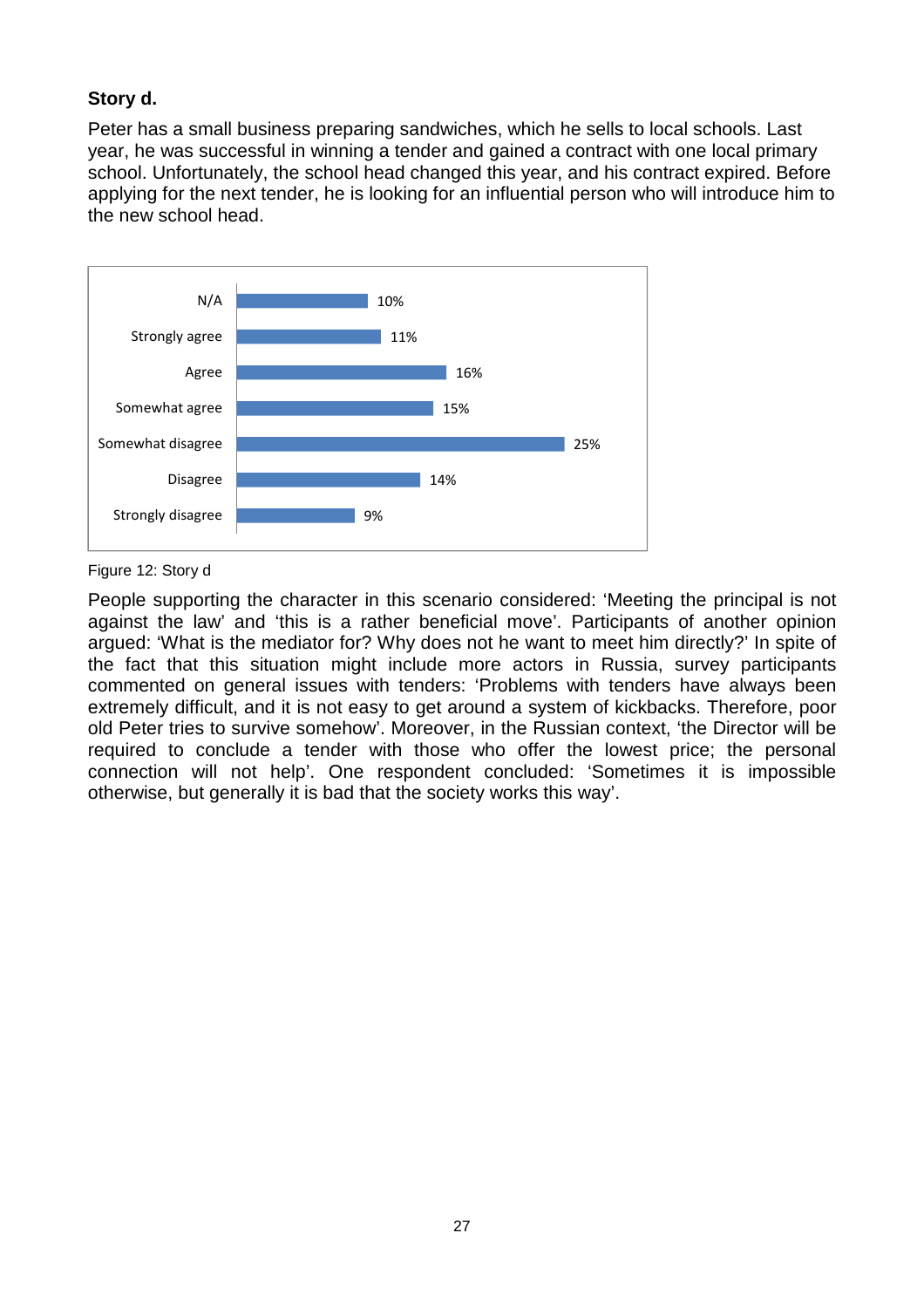**Story d.**

Peter has a small business preparing sandwiches, which he sells to local schools. Last year, he was successful in winning a tender and gained a contract with one local primary school. Unfortunately, the school head changed this year, and his contract expired. Before applying for the next tender, he is looking for an influential person who will introduce him to the new school head.

| Response | Percentage |
|---|---|
| N/A | 10% |
| Strongly agree | 11% |
| Agree | 16% |
| Somewhat agree | 15% |
| Somewhat disagree | 25% |
| Disagree | 14% |
| Strongly disagree | 9% |

Figure 12: Story d

People supporting the character in this scenario considered: 'Meeting the principal is not against the law' and 'this is a rather beneficial move'. Participants of another opinion argued: 'What is the mediator for? Why does not he want to meet him directly?' In spite of the fact that this situation might include more actors in Russia, survey participants commented on general issues with tenders: 'Problems with tenders have always been extremely difficult, and it is not easy to get around a system of kickbacks. Therefore, poor old Peter tries to survive somehow'. Moreover, in the Russian context, 'the Director will be required to conclude a tender with those who offer the lowest price; the personal connection will not help'. One respondent concluded: 'Sometimes it is impossible otherwise, but generally it is bad that the society works this way'.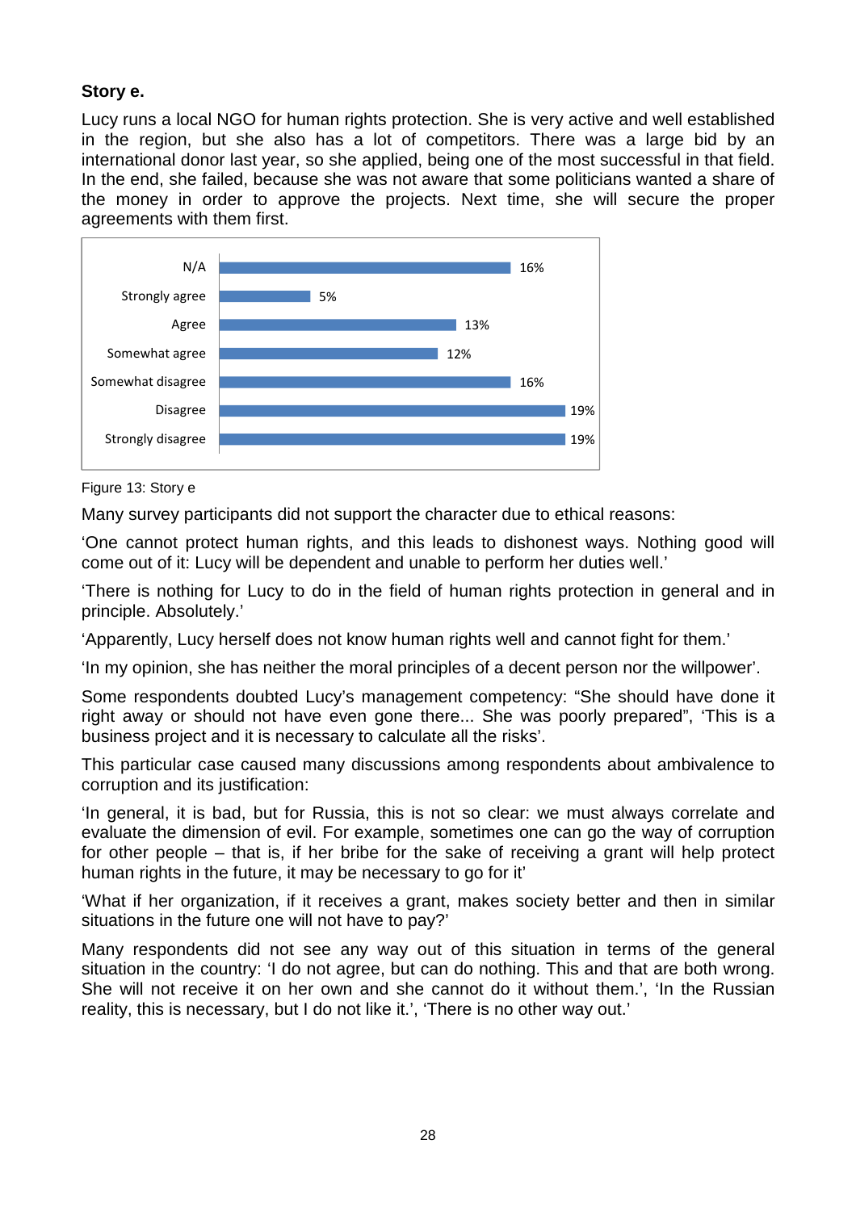**Story e.**

Lucy runs a local NGO for human rights protection. She is very active and well established in the region, but she also has a lot of competitors. There was a large bid by an international donor last year, so she applied, being one of the most successful in that field. In the end, she failed, because she was not aware that some politicians wanted a share of the money in order to approve the projects. Next time, she will secure the proper agreements with them first.

| Response | Percentage |
|---|---|
| N/A | 16% |
| Strongly agree | 5% |
| Agree | 13% |
| Somewhat agree | 12% |
| Somewhat disagree | 16% |
| Disagree | 19% |
| Strongly disagree | 19% |

Figure 13: Story e

Many survey participants did not support the character due to ethical reasons:

'One cannot protect human rights, and this leads to dishonest ways. Nothing good will come out of it: Lucy will be dependent and unable to perform her duties well.'

'There is nothing for Lucy to do in the field of human rights protection in general and in principle. Absolutely.'

'Apparently, Lucy herself does not know human rights well and cannot fight for them.'

'In my opinion, she has neither the moral principles of a decent person nor the willpower'.

Some respondents doubted Lucy's management competency: "She should have done it right away or should not have even gone there... She was poorly prepared", 'This is a business project and it is necessary to calculate all the risks'.

This particular case caused many discussions among respondents about ambivalence to corruption and its justification:

'In general, it is bad, but for Russia, this is not so clear: we must always correlate and evaluate the dimension of evil. For example, sometimes one can go the way of corruption for other people – that is, if her bribe for the sake of receiving a grant will help protect human rights in the future, it may be necessary to go for it'

'What if her organization, if it receives a grant, makes society better and then in similar situations in the future one will not have to pay?'

Many respondents did not see any way out of this situation in terms of the general situation in the country: 'I do not agree, but can do nothing. This and that are both wrong. She will not receive it on her own and she cannot do it without them.', 'In the Russian reality, this is necessary, but I do not like it.', 'There is no other way out.'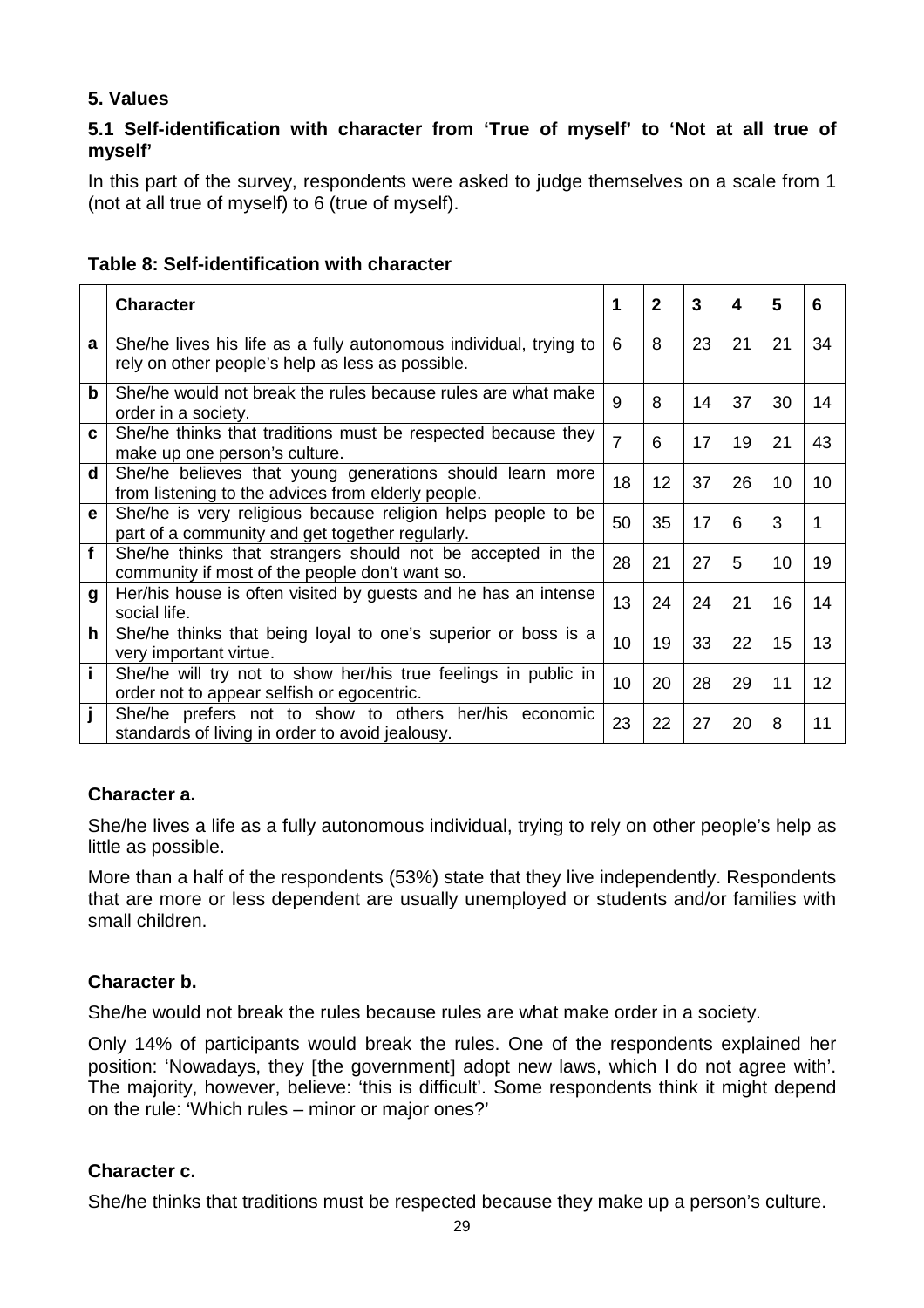## 5. Values

### 5.1 Self-identification with character from 'True of myself' to 'Not at all true of myself'

In this part of the survey, respondents were asked to judge themselves on a scale from 1 (not at all true of myself) to 6 (true of myself).

**Table 8: Self-identification with character**

| | Character | 1 | 2 | 3 | 4 | 5 | 6 |
|---|---|---|---|---|---|---|---|
| **a** | She/he lives his life as a fully autonomous individual, trying to rely on other people's help as less as possible. | 6 | 8 | 23 | 21 | 21 | 34 |
| **b** | She/he would not break the rules because rules are what make order in a society. | 9 | 8 | 14 | 37 | 30 | 14 |
| **c** | She/he thinks that traditions must be respected because they make up one person's culture. | 7 | 6 | 17 | 19 | 21 | 43 |
| **d** | She/he believes that young generations should learn more from listening to the advices from elderly people. | 18 | 12 | 37 | 26 | 10 | 10 |
| **e** | She/he is very religious because religion helps people to be part of a community and get together regularly. | 50 | 35 | 17 | 6 | 3 | 1 |
| **f** | She/he thinks that strangers should not be accepted in the community if most of the people don't want so. | 28 | 21 | 27 | 5 | 10 | 19 |
| **g** | Her/his house is often visited by guests and he has an intense social life. | 13 | 24 | 24 | 21 | 16 | 14 |
| **h** | She/he thinks that being loyal to one's superior or boss is a very important virtue. | 10 | 19 | 33 | 22 | 15 | 13 |
| **i** | She/he will try not to show her/his true feelings in public in order not to appear selfish or egocentric. | 10 | 20 | 28 | 29 | 11 | 12 |
| **j** | She/he prefers not to show to others her/his economic standards of living in order to avoid jealousy. | 23 | 22 | 27 | 20 | 8 | 11 |

**Character a.**

She/he lives a life as a fully autonomous individual, trying to rely on other people's help as little as possible.

More than a half of the respondents (53%) state that they live independently. Respondents that are more or less dependent are usually unemployed or students and/or families with small children.

**Character b.**

She/he would not break the rules because rules are what make order in a society.

Only 14% of participants would break the rules. One of the respondents explained her position: 'Nowadays, they [the government] adopt new laws, which I do not agree with'. The majority, however, believe: 'this is difficult'. Some respondents think it might depend on the rule: 'Which rules – minor or major ones?'

**Character c.**

She/he thinks that traditions must be respected because they make up a person's culture.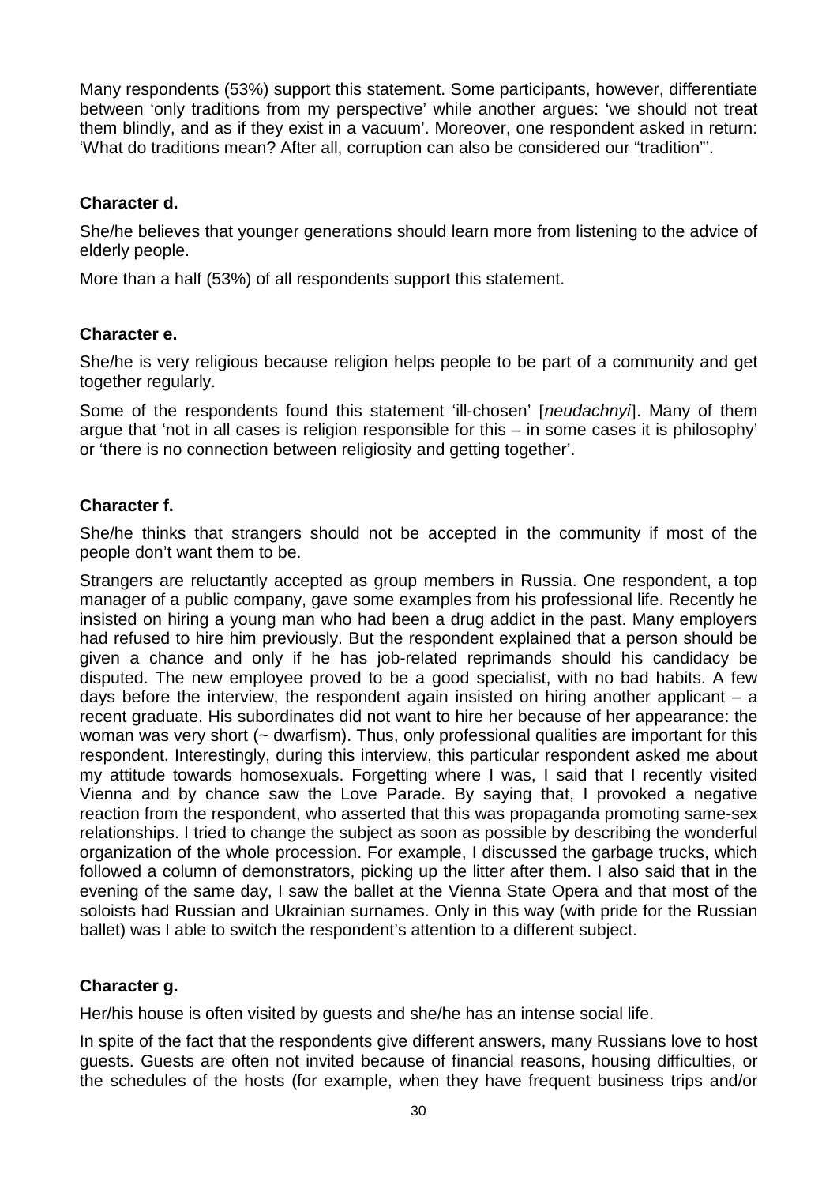Many respondents (53%) support this statement. Some participants, however, differentiate between 'only traditions from my perspective' while another argues: 'we should not treat them blindly, and as if they exist in a vacuum'. Moreover, one respondent asked in return: 'What do traditions mean? After all, corruption can also be considered our "tradition"'.

**Character d.**

She/he believes that younger generations should learn more from listening to the advice of elderly people.

More than a half (53%) of all respondents support this statement.

**Character e.**

She/he is very religious because religion helps people to be part of a community and get together regularly.

Some of the respondents found this statement 'ill-chosen' [*neudachnyi*]. Many of them argue that 'not in all cases is religion responsible for this – in some cases it is philosophy' or 'there is no connection between religiosity and getting together'.

**Character f.**

She/he thinks that strangers should not be accepted in the community if most of the people don't want them to be.

Strangers are reluctantly accepted as group members in Russia. One respondent, a top manager of a public company, gave some examples from his professional life. Recently he insisted on hiring a young man who had been a drug addict in the past. Many employers had refused to hire him previously. But the respondent explained that a person should be given a chance and only if he has job-related reprimands should his candidacy be disputed. The new employee proved to be a good specialist, with no bad habits. A few days before the interview, the respondent again insisted on hiring another applicant – a recent graduate. His subordinates did not want to hire her because of her appearance: the woman was very short (~ dwarfism). Thus, only professional qualities are important for this respondent. Interestingly, during this interview, this particular respondent asked me about my attitude towards homosexuals. Forgetting where I was, I said that I recently visited Vienna and by chance saw the Love Parade. By saying that, I provoked a negative reaction from the respondent, who asserted that this was propaganda promoting same-sex relationships. I tried to change the subject as soon as possible by describing the wonderful organization of the whole procession. For example, I discussed the garbage trucks, which followed a column of demonstrators, picking up the litter after them. I also said that in the evening of the same day, I saw the ballet at the Vienna State Opera and that most of the soloists had Russian and Ukrainian surnames. Only in this way (with pride for the Russian ballet) was I able to switch the respondent's attention to a different subject.

**Character g.**

Her/his house is often visited by guests and she/he has an intense social life.

In spite of the fact that the respondents give different answers, many Russians love to host guests. Guests are often not invited because of financial reasons, housing difficulties, or the schedules of the hosts (for example, when they have frequent business trips and/or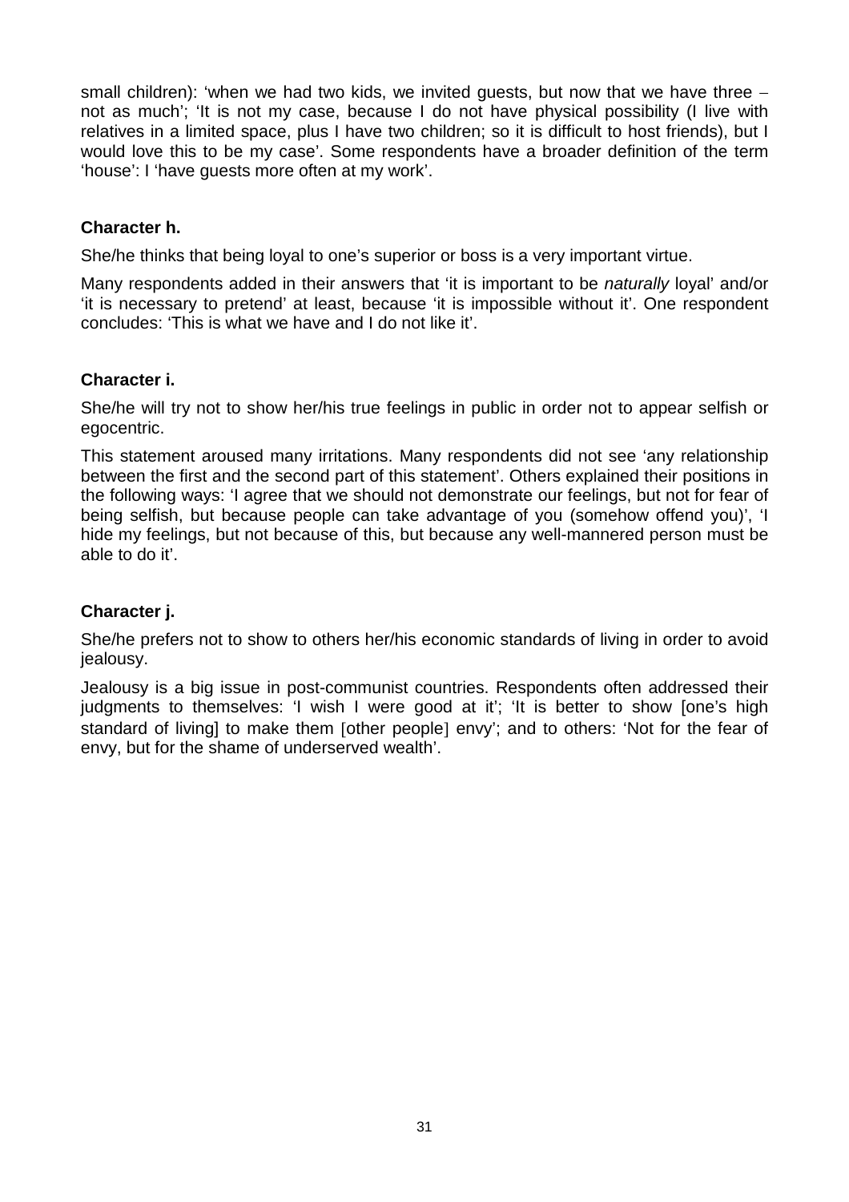small children): 'when we had two kids, we invited guests, but now that we have three – not as much'; 'It is not my case, because I do not have physical possibility (I live with relatives in a limited space, plus I have two children; so it is difficult to host friends), but I would love this to be my case'. Some respondents have a broader definition of the term 'house': I 'have guests more often at my work'.

**Character h.**

She/he thinks that being loyal to one's superior or boss is a very important virtue.

Many respondents added in their answers that 'it is important to be *naturally* loyal' and/or 'it is necessary to pretend' at least, because 'it is impossible without it'. One respondent concludes: 'This is what we have and I do not like it'.

**Character i.**

She/he will try not to show her/his true feelings in public in order not to appear selfish or egocentric.

This statement aroused many irritations. Many respondents did not see 'any relationship between the first and the second part of this statement'. Others explained their positions in the following ways: 'I agree that we should not demonstrate our feelings, but not for fear of being selfish, but because people can take advantage of you (somehow offend you)', 'I hide my feelings, but not because of this, but because any well-mannered person must be able to do it'.

**Character j.**

She/he prefers not to show to others her/his economic standards of living in order to avoid jealousy.

Jealousy is a big issue in post-communist countries. Respondents often addressed their judgments to themselves: 'I wish I were good at it'; 'It is better to show [one's high standard of living] to make them [other people] envy'; and to others: 'Not for the fear of envy, but for the shame of underserved wealth'.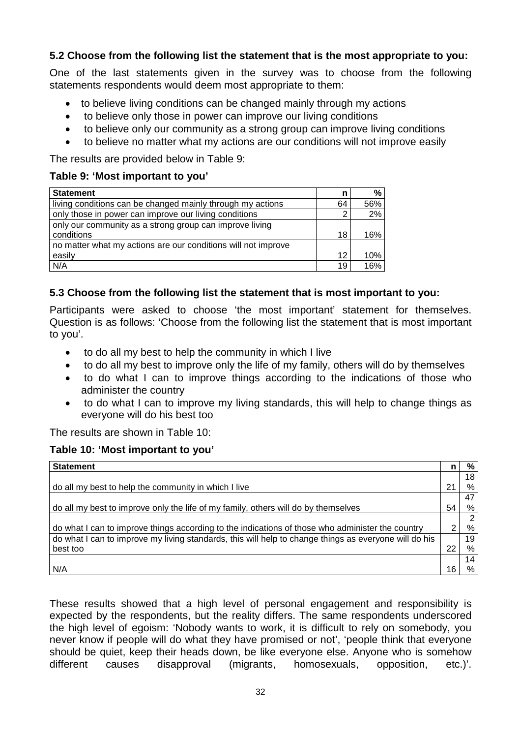### 5.2 Choose from the following list the statement that is the most appropriate to you:

One of the last statements given in the survey was to choose from the following statements respondents would deem most appropriate to them:

- to believe living conditions can be changed mainly through my actions
- to believe only those in power can improve our living conditions
- to believe only our community as a strong group can improve living conditions
- to believe no matter what my actions are our conditions will not improve easily

The results are provided below in Table 9:

**Table 9: 'Most important to you'**

| Statement | n | % |
|---|---|---|
| living conditions can be changed mainly through my actions | 64 | 56% |
| only those in power can improve our living conditions | 2 | 2% |
| only our community as a strong group can improve living conditions | 18 | 16% |
| no matter what my actions are our conditions will not improve easily | 12 | 10% |
| N/A | 19 | 16% |

### 5.3 Choose from the following list the statement that is most important to you:

Participants were asked to choose 'the most important' statement for themselves. Question is as follows: 'Choose from the following list the statement that is most important to you'.

- to do all my best to help the community in which I live
- to do all my best to improve only the life of my family, others will do by themselves
- to do what I can to improve things according to the indications of those who administer the country
- to do what I can to improve my living standards, this will help to change things as everyone will do his best too

The results are shown in Table 10:

**Table 10: 'Most important to you'**

| Statement | n | % |
|---|---|---|
| do all my best to help the community in which I live | 21 | 18% |
| do all my best to improve only the life of my family, others will do by themselves | 54 | 47% |
| do what I can to improve things according to the indications of those who administer the country | 2 | 2% |
| do what I can to improve my living standards, this will help to change things as everyone will do his best too | 22 | 19% |
| N/A | 16 | 14% |

These results showed that a high level of personal engagement and responsibility is expected by the respondents, but the reality differs. The same respondents underscored the high level of egoism: 'Nobody wants to work, it is difficult to rely on somebody, you never know if people will do what they have promised or not', 'people think that everyone should be quiet, keep their heads down, be like everyone else. Anyone who is somehow different causes disapproval (migrants, homosexuals, opposition, etc.)'.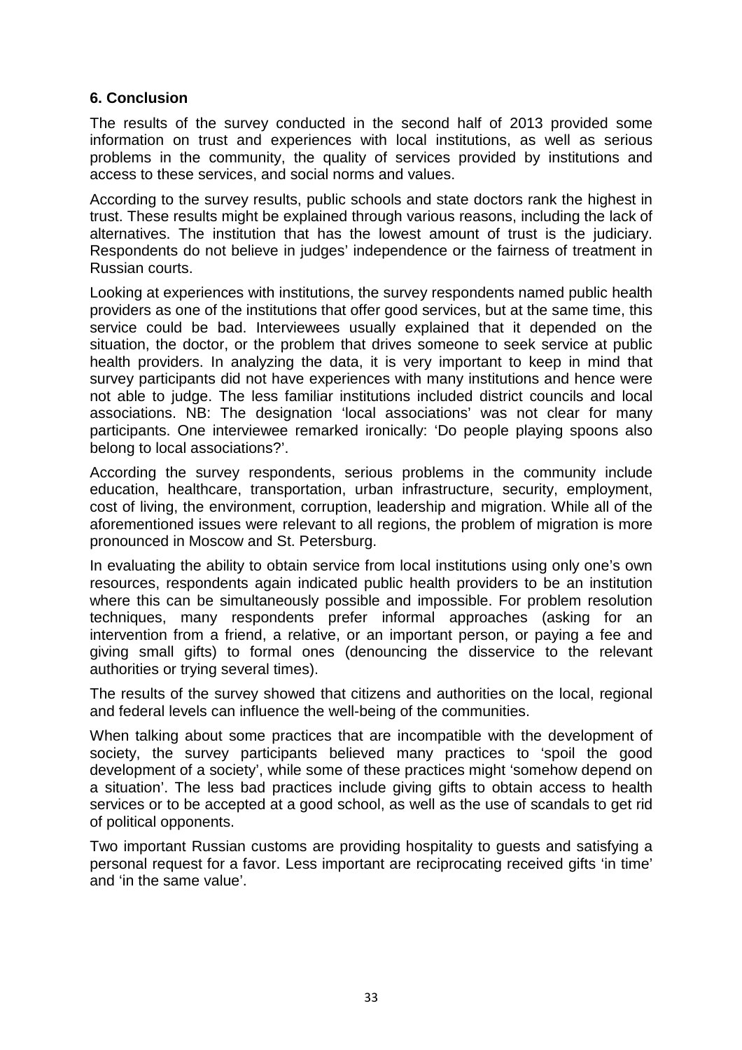## 6. Conclusion

The results of the survey conducted in the second half of 2013 provided some information on trust and experiences with local institutions, as well as serious problems in the community, the quality of services provided by institutions and access to these services, and social norms and values.

According to the survey results, public schools and state doctors rank the highest in trust. These results might be explained through various reasons, including the lack of alternatives. The institution that has the lowest amount of trust is the judiciary. Respondents do not believe in judges' independence or the fairness of treatment in Russian courts.

Looking at experiences with institutions, the survey respondents named public health providers as one of the institutions that offer good services, but at the same time, this service could be bad. Interviewees usually explained that it depended on the situation, the doctor, or the problem that drives someone to seek service at public health providers. In analyzing the data, it is very important to keep in mind that survey participants did not have experiences with many institutions and hence were not able to judge. The less familiar institutions included district councils and local associations. NB: The designation 'local associations' was not clear for many participants. One interviewee remarked ironically: 'Do people playing spoons also belong to local associations?'.

According the survey respondents, serious problems in the community include education, healthcare, transportation, urban infrastructure, security, employment, cost of living, the environment, corruption, leadership and migration. While all of the aforementioned issues were relevant to all regions, the problem of migration is more pronounced in Moscow and St. Petersburg.

In evaluating the ability to obtain service from local institutions using only one's own resources, respondents again indicated public health providers to be an institution where this can be simultaneously possible and impossible. For problem resolution techniques, many respondents prefer informal approaches (asking for an intervention from a friend, a relative, or an important person, or paying a fee and giving small gifts) to formal ones (denouncing the disservice to the relevant authorities or trying several times).

The results of the survey showed that citizens and authorities on the local, regional and federal levels can influence the well-being of the communities.

When talking about some practices that are incompatible with the development of society, the survey participants believed many practices to 'spoil the good development of a society', while some of these practices might 'somehow depend on a situation'. The less bad practices include giving gifts to obtain access to health services or to be accepted at a good school, as well as the use of scandals to get rid of political opponents.

Two important Russian customs are providing hospitality to guests and satisfying a personal request for a favor. Less important are reciprocating received gifts 'in time' and 'in the same value'.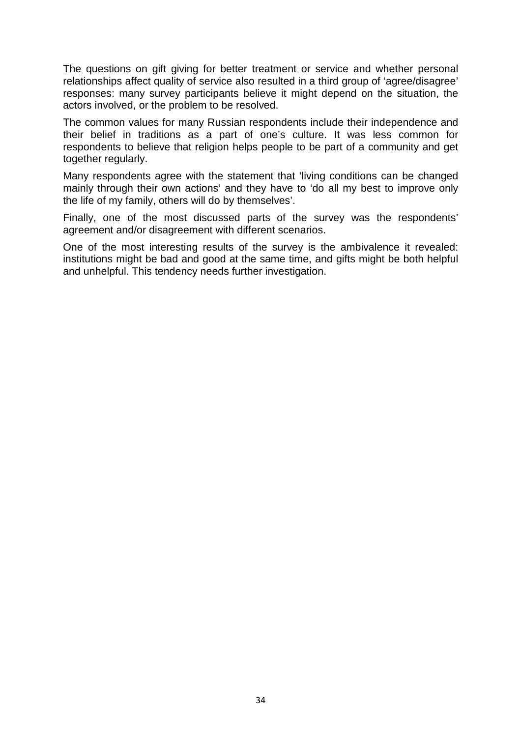The questions on gift giving for better treatment or service and whether personal relationships affect quality of service also resulted in a third group of 'agree/disagree' responses: many survey participants believe it might depend on the situation, the actors involved, or the problem to be resolved.

The common values for many Russian respondents include their independence and their belief in traditions as a part of one's culture. It was less common for respondents to believe that religion helps people to be part of a community and get together regularly.

Many respondents agree with the statement that 'living conditions can be changed mainly through their own actions' and they have to 'do all my best to improve only the life of my family, others will do by themselves'.

Finally, one of the most discussed parts of the survey was the respondents' agreement and/or disagreement with different scenarios.

One of the most interesting results of the survey is the ambivalence it revealed: institutions might be bad and good at the same time, and gifts might be both helpful and unhelpful. This tendency needs further investigation.